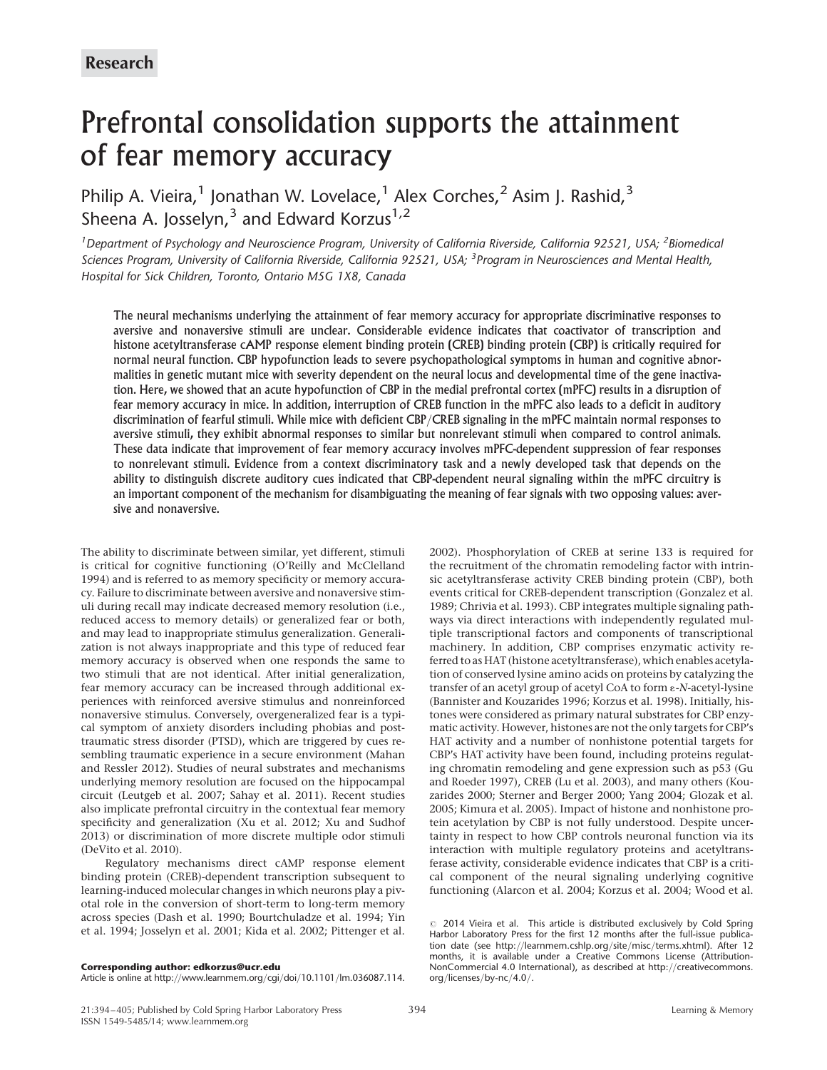**Research**

# Prefrontal consolidation supports the attainment of fear memory accuracy

Philip A. Vieira,[1] Jonathan W. Lovelace,[1] Alex Corches,[2] Asim J. Rashid,[3] Sheena A. Josselyn,[3] and Edward Korzus[1,2]

*[1]Department of Psychology and Neuroscience Program, University of California Riverside, California 92521, USA; [2]Biomedical Sciences Program, University of California Riverside, California 92521, USA; [3]Program in Neurosciences and Mental Health, Hospital for Sick Children, Toronto, Ontario M5G 1X8, Canada*

**The neural mechanisms underlying the attainment of fear memory accuracy for appropriate discriminative responses to aversive and nonaversive stimuli are unclear. Considerable evidence indicates that coactivator of transcription and histone acetyltransferase cAMP response element binding protein (CREB) binding protein (CBP) is critically required for normal neural function. CBP hypofunction leads to severe psychopathological symptoms in human and cognitive abnormalities in genetic mutant mice with severity dependent on the neural locus and developmental time of the gene inactivation. Here, we showed that an acute hypofunction of CBP in the medial prefrontal cortex (mPFC) results in a disruption of fear memory accuracy in mice. In addition, interruption of CREB function in the mPFC also leads to a deficit in auditory discrimination of fearful stimuli. While mice with deficient CBP/CREB signaling in the mPFC maintain normal responses to aversive stimuli, they exhibit abnormal responses to similar but nonrelevant stimuli when compared to control animals. These data indicate that improvement of fear memory accuracy involves mPFC-dependent suppression of fear responses to nonrelevant stimuli. Evidence from a context discriminatory task and a newly developed task that depends on the ability to distinguish discrete auditory cues indicated that CBP-dependent neural signaling within the mPFC circuitry is an important component of the mechanism for disambiguating the meaning of fear signals with two opposing values: aversive and nonaversive.**

The ability to discriminate between similar, yet different, stimuli is critical for cognitive functioning (O'Reilly and McClelland 1994) and is referred to as memory specificity or memory accuracy. Failure to discriminate between aversive and nonaversive stimuli during recall may indicate decreased memory resolution (i.e., reduced access to memory details) or generalized fear or both, and may lead to inappropriate stimulus generalization. Generalization is not always inappropriate and this type of reduced fear memory accuracy is observed when one responds the same to two stimuli that are not identical. After initial generalization, fear memory accuracy can be increased through additional experiences with reinforced aversive stimulus and nonreinforced nonaversive stimulus. Conversely, overgeneralized fear is a typical symptom of anxiety disorders including phobias and post-traumatic stress disorder (PTSD), which are triggered by cues resembling traumatic experience in a secure environment (Mahan and Ressler 2012). Studies of neural substrates and mechanisms underlying memory resolution are focused on the hippocampal circuit (Leutgeb et al. 2007; Sahay et al. 2011). Recent studies also implicate prefrontal circuitry in the contextual fear memory specificity and generalization (Xu et al. 2012; Xu and Sudhof 2013) or discrimination of more discrete multiple odor stimuli (DeVito et al. 2010).

Regulatory mechanisms direct cAMP response element binding protein (CREB)-dependent transcription subsequent to learning-induced molecular changes in which neurons play a pivotal role in the conversion of short-term to long-term memory across species (Dash et al. 1990; Bourtchuladze et al. 1994; Yin et al. 1994; Josselyn et al. 2001; Kida et al. 2002; Pittenger et al. 2002). Phosphorylation of CREB at serine 133 is required for the recruitment of the chromatin remodeling factor with intrinsic acetyltransferase activity CREB binding protein (CBP), both events critical for CREB-dependent transcription (Gonzalez et al. 1989; Chrivia et al. 1993). CBP integrates multiple signaling pathways via direct interactions with independently regulated multiple transcriptional factors and components of transcriptional machinery. In addition, CBP comprises enzymatic activity referred to as HAT (histone acetyltransferase), which enables acetylation of conserved lysine amino acids on proteins by catalyzing the transfer of an acetyl group of acetyl CoA to form ε-*N*-acetyl-lysine (Bannister and Kouzarides 1996; Korzus et al. 1998). Initially, histones were considered as primary natural substrates for CBP enzymatic activity. However, histones are not the only targets for CBP's HAT activity and a number of nonhistone potential targets for CBP's HAT activity have been found, including proteins regulating chromatin remodeling and gene expression such as p53 (Gu and Roeder 1997), CREB (Lu et al. 2003), and many others (Kouzarides 2000; Sterner and Berger 2000; Yang 2004; Glozak et al. 2005; Kimura et al. 2005). Impact of histone and nonhistone protein acetylation by CBP is not fully understood. Despite uncertainty in respect to how CBP controls neuronal function via its interaction with multiple regulatory proteins and acetyltransferase activity, considerable evidence indicates that CBP is a critical component of the neural signaling underlying cognitive functioning (Alarcon et al. 2004; Korzus et al. 2004; Wood et al.

**Corresponding author: edkorzus@ucr.edu**
Article is online at http://www.learnmem.org/cgi/doi/10.1101/lm.036087.114.

© 2014 Vieira et al. This article is distributed exclusively by Cold Spring Harbor Laboratory Press for the first 12 months after the full-issue publication date (see http://learnmem.cshlp.org/site/misc/terms.xhtml). After 12 months, it is available under a Creative Commons License (Attribution-NonCommercial 4.0 International), as described at http://creativecommons.org/licenses/by-nc/4.0/.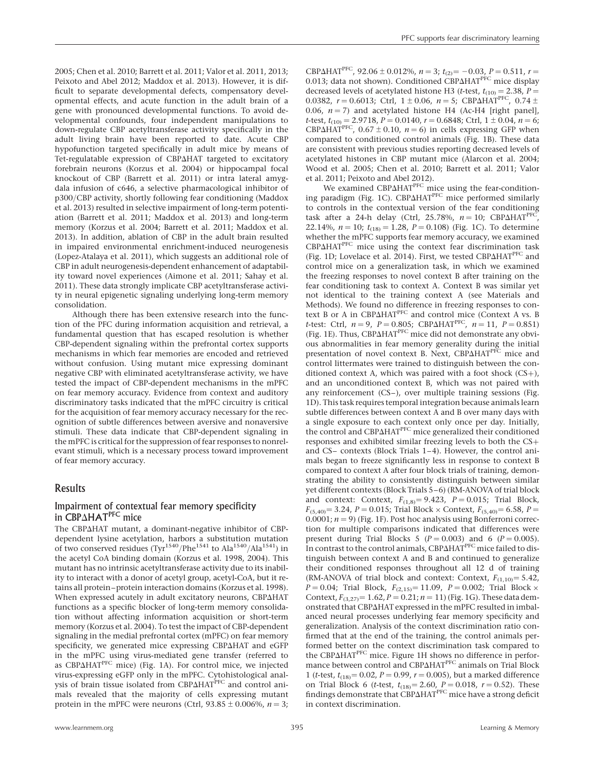2005; Chen et al. 2010; Barrett et al. 2011; Valor et al. 2011, 2013; Peixoto and Abel 2012; Maddox et al. 2013). However, it is difficult to separate developmental defects, compensatory developmental effects, and acute function in the adult brain of a gene with pronounced developmental functions. To avoid developmental confounds, four independent manipulations to down-regulate CBP acetyltransferase activity specifically in the adult living brain have been reported to date. Acute CBP hypofunction targeted specifically in adult mice by means of Tet-regulatable expression of CBPΔHAT targeted to excitatory forebrain neurons (Korzus et al. 2004) or hippocampal focal knockout of CBP (Barrett et al. 2011) or intra lateral amygdala infusion of c646, a selective pharmacological inhibitor of p300/CBP activity, shortly following fear conditioning (Maddox et al. 2013) resulted in selective impairment of long-term potentiation (Barrett et al. 2011; Maddox et al. 2013) and long-term memory (Korzus et al. 2004; Barrett et al. 2011; Maddox et al. 2013). In addition, ablation of CBP in the adult brain resulted in impaired environmental enrichment-induced neurogenesis (Lopez-Atalaya et al. 2011), which suggests an additional role of CBP in adult neurogenesis-dependent enhancement of adaptability toward novel experiences (Aimone et al. 2011; Sahay et al. 2011). These data strongly implicate CBP acetyltransferase activity in neural epigenetic signaling underlying long-term memory consolidation.

Although there has been extensive research into the function of the PFC during information acquisition and retrieval, a fundamental question that has escaped resolution is whether CBP-dependent signaling within the prefrontal cortex supports mechanisms in which fear memories are encoded and retrieved without confusion. Using mutant mice expressing dominant negative CBP with eliminated acetyltransferase activity, we have tested the impact of CBP-dependent mechanisms in the mPFC on fear memory accuracy. Evidence from context and auditory discriminatory tasks indicated that the mPFC circuitry is critical for the acquisition of fear memory accuracy necessary for the recognition of subtle differences between aversive and nonaversive stimuli. These data indicate that CBP-dependent signaling in the mPFC is critical for the suppression of fear responses to nonrelevant stimuli, which is a necessary process toward improvement of fear memory accuracy.

## Results

### Impairment of contextual fear memory specificity in CBPΔHAT$^{PFC}$ mice

The CBPΔHAT mutant, a dominant-negative inhibitor of CBP-dependent lysine acetylation, harbors a substitution mutation of two conserved residues (Tyr$^{1540}$/Phe$^{1541}$ to Ala$^{1540}$/Ala$^{1541}$) in the acetyl CoA binding domain (Korzus et al. 1998, 2004). This mutant has no intrinsic acetyltransferase activity due to its inability to interact with a donor of acetyl group, acetyl-CoA, but it retains all protein–protein interaction domains (Korzus et al. 1998). When expressed acutely in adult excitatory neurons, CBPΔHAT functions as a specific blocker of long-term memory consolidation without affecting information acquisition or short-term memory (Korzus et al. 2004). To test the impact of CBP-dependent signaling in the medial prefrontal cortex (mPFC) on fear memory specificity, we generated mice expressing CBPΔHAT and eGFP in the mPFC using virus-mediated gene transfer (referred to as CBPΔHAT$^{PFC}$ mice) (Fig. 1A). For control mice, we injected virus-expressing eGFP only in the mPFC. Cytohistological analysis of brain tissue isolated from CBPΔHAT$^{PFC}$ and control animals revealed that the majority of cells expressing mutant protein in the mPFC were neurons (Ctrl, 93.85 ± 0.006%, $n = 3$; CBPΔHAT$^{PFC}$, 92.06 ± 0.012%, $n = 3$; $t_{(2)} = -0.03$, $P = 0.511$, $r = 0.013$; data not shown). Conditioned CBPΔHAT$^{PFC}$ mice display decreased levels of acetylated histone H3 ($t$-test, $t_{(10)} = 2.38$, $P = 0.0382$, $r = 0.6013$; Ctrl, 1 ± 0.06, $n = 5$; CBPΔHAT$^{PFC}$, 0.74 ± 0.06, $n = 7$) and acetylated histone H4 (Ac-H4 [right panel], $t$-test, $t_{(10)} = 2.9718$, $P = 0.0140$, $r = 0.6848$; Ctrl, 1 ± 0.04, $n = 6$; CBPΔHAT$^{PFC}$, 0.67 ± 0.10, $n = 6$) in cells expressing GFP when compared to conditioned control animals (Fig. 1B). These data are consistent with previous studies reporting decreased levels of acetylated histones in CBP mutant mice (Alarcon et al. 2004; Wood et al. 2005; Chen et al. 2010; Barrett et al. 2011; Valor et al. 2011; Peixoto and Abel 2012).

We examined CBPΔHAT$^{PFC}$ mice using the fear-conditioning paradigm (Fig. 1C). CBPΔHAT$^{PFC}$ mice performed similarly to controls in the contextual version of the fear conditioning task after a 24-h delay (Ctrl, 25.78%, $n = 10$; CBPΔHAT$^{PFC}$, 22.14%, $n = 10$; $t_{(18)} = 1.28$, $P = 0.108$) (Fig. 1C). To determine whether the mPFC supports fear memory accuracy, we examined CBPΔHAT$^{PFC}$ mice using the context fear discrimination task (Fig. 1D; Lovelace et al. 2014). First, we tested CBPΔHAT$^{PFC}$ and control mice on a generalization task, in which we examined the freezing responses to novel context B after training on the fear conditioning task to context A. Context B was similar yet not identical to the training context A (see Materials and Methods). We found no difference in freezing responses to context B or A in CBPΔHAT$^{PFC}$ and control mice (Context A vs. B $t$-test: Ctrl, $n = 9$, $P = 0.805$; CBPΔHAT$^{PFC}$, $n = 11$, $P = 0.851$) (Fig. 1E). Thus, CBPΔHAT$^{PFC}$ mice did not demonstrate any obvious abnormalities in fear memory generality during the initial presentation of novel context B. Next, CBPΔHAT$^{PFC}$ mice and control littermates were trained to distinguish between the conditioned context A, which was paired with a foot shock (CS+), and an unconditioned context B, which was not paired with any reinforcement (CS–), over multiple training sessions (Fig. 1D). This task requires temporal integration because animals learn subtle differences between context A and B over many days with a single exposure to each context only once per day. Initially, the control and CBPΔHAT$^{PFC}$ mice generalized their conditioned responses and exhibited similar freezing levels to both the CS+ and CS– contexts (Block Trials 1–4). However, the control animals began to freeze significantly less in response to context B compared to context A after four block trials of training, demonstrating the ability to consistently distinguish between similar yet different contexts (Block Trials 5–6) (RM-ANOVA of trial block and context: Context, $F_{(1,8)} = 9.423$, $P = 0.015$; Trial Block, $F_{(5,40)} = 3.24$, $P = 0.015$; Trial Block × Context, $F_{(5,40)} = 6.58$, $P = 0.0001$; $n = 9$) (Fig. 1F). Post hoc analysis using Bonferroni correction for multiple comparisons indicated that differences were present during Trial Blocks 5 ($P = 0.003$) and 6 ($P = 0.005$). In contrast to the control animals, CBPΔHAT$^{PFC}$ mice failed to distinguish between context A and B and continued to generalize their conditioned responses throughout all 12 d of training (RM-ANOVA of trial block and context: Context, $F_{(1,10)} = 5.42$, $P = 0.04$; Trial Block, $F_{(2,15)} = 11.09$, $P = 0.002$; Trial Block × Context, $F_{(3,27)} = 1.62$, $P = 0.21$; $n = 11$) (Fig. 1G). These data demonstrated that CBPΔHAT expressed in the mPFC resulted in imbalanced neural processes underlying fear memory specificity and generalization. Analysis of the context discrimination ratio confirmed that at the end of the training, the control animals performed better on the context discrimination task compared to the CBPΔHAT$^{PFC}$ mice. Figure 1H shows no difference in performance between control and CBPΔHAT$^{PFC}$ animals on Trial Block 1 ($t$-test, $t_{(18)} = 0.02$, $P = 0.99$, $r = 0.005$), but a marked difference on Trial Block 6 ($t$-test, $t_{(18)} = 2.60$, $P = 0.018$, $r = 0.52$). These findings demonstrate that CBPΔHAT$^{PFC}$ mice have a strong deficit in context discrimination.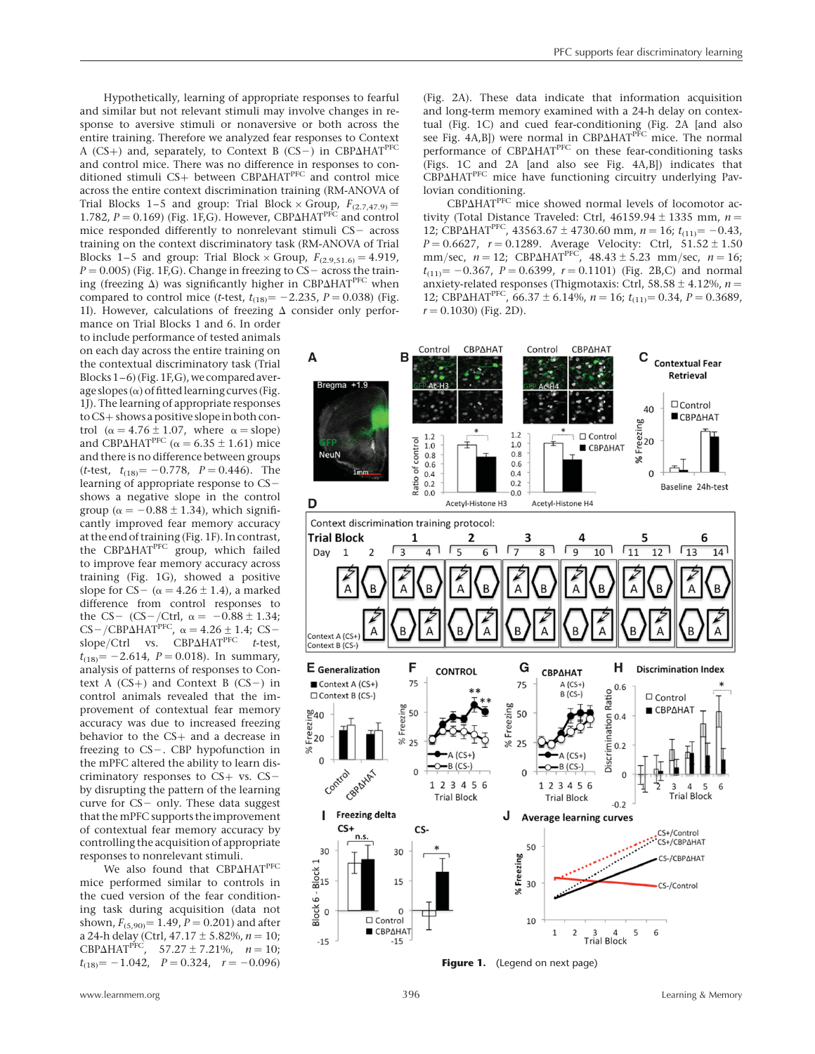Hypothetically, learning of appropriate responses to fearful and similar but not relevant stimuli may involve changes in response to aversive stimuli or nonaversive or both across the entire training. Therefore we analyzed fear responses to Context A (CS+) and, separately, to Context B (CS−) in CBPΔHAT$^{PFC}$ and control mice. There was no difference in responses to conditioned stimuli CS+ between CBPΔHAT$^{PFC}$ and control mice across the entire context discrimination training (RM-ANOVA of Trial Blocks 1–5 and group: Trial Block × Group, $F_{(2.7,47.9)} = 1.782$, $P = 0.169$) (Fig. 1F,G). However, CBPΔHAT$^{PFC}$ and control mice responded differently to nonrelevant stimuli CS− across training on the context discriminatory task (RM-ANOVA of Trial Blocks 1–5 and group: Trial Block × Group, $F_{(2.9,51.6)} = 4.919$, $P = 0.005$) (Fig. 1F,G). Change in freezing to CS− across the training (freezing Δ) was significantly higher in CBPΔHAT$^{PFC}$ when compared to control mice ($t$-test, $t_{(18)} = -2.235$, $P = 0.038$) (Fig. 1I). However, calculations of freezing Δ consider only performance on Trial Blocks 1 and 6. In order to include performance of tested animals on each day across the entire training on the contextual discriminatory task (Trial Blocks 1–6) (Fig. 1F,G), we compared average slopes (α) of fitted learning curves (Fig. 1J). The learning of appropriate responses to CS+ shows a positive slope in both control ($\alpha = 4.76 \pm 1.07$, where α = slope) and CBPΔHAT$^{PFC}$ ($\alpha = 6.35 \pm 1.61$) mice and there is no difference between groups ($t$-test, $t_{(18)} = -0.778$, $P = 0.446$). The learning of appropriate response to CS− shows a negative slope in the control group ($\alpha = -0.88 \pm 1.34$), which significantly improved fear memory accuracy at the end of training (Fig. 1F). In contrast, the CBPΔHAT$^{PFC}$ group, which failed to improve fear memory accuracy across training (Fig. 1G), showed a positive slope for CS− ($\alpha = 4.26 \pm 1.4$), a marked difference from control responses to the CS− (CS−/Ctrl, $\alpha = -0.88 \pm 1.34$; CS−/CBPΔHAT$^{PFC}$, $\alpha = 4.26 \pm 1.4$; CS−slope/Ctrl vs. CBPΔHAT$^{PFC}$ $t$-test, $t_{(18)} = -2.614$, $P = 0.018$). In summary, analysis of patterns of responses to Context A (CS+) and Context B (CS−) in control animals revealed that the improvement of contextual fear memory accuracy was due to increased freezing behavior to the CS+ and a decrease in freezing to CS−. CBP hypofunction in the mPFC altered the ability to learn discriminatory responses to CS+ vs. CS− by disrupting the pattern of the learning curve for CS− only. These data suggest that the mPFC supports the improvement of contextual fear memory accuracy by controlling the acquisition of appropriate responses to nonrelevant stimuli.

We also found that CBPΔHAT$^{PFC}$ mice performed similar to controls in the cued version of the fear conditioning task during acquisition (data not shown, $F_{(5,90)} = 1.49$, $P = 0.201$) and after a 24-h delay (Ctrl, 47.17 ± 5.82%, $n = 10$; CBPΔHAT$^{PFC}$, 57.27 ± 7.21%, $n = 10$; $t_{(18)} = -1.042$, $P = 0.324$, $r = -0.096$) (Fig. 2A). These data indicate that information acquisition and long-term memory examined with a 24-h delay on contextual (Fig. 1C) and cued fear-conditioning (Fig. 2A [and also see Fig. 4A,B]) were normal in CBPΔHAT$^{PFC}$ mice. The normal performance of CBPΔHAT$^{PFC}$ on these fear-conditioning tasks (Figs. 1C and 2A [and also see Fig. 4A,B]) indicates that CBPΔHAT$^{PFC}$ mice have functioning circuitry underlying Pavlovian conditioning.

CBPΔHAT$^{PFC}$ mice showed normal levels of locomotor activity (Total Distance Traveled: Ctrl, 46159.94 ± 1335 mm, $n = 12$; CBPΔHAT$^{PFC}$, 43563.67 ± 4730.60 mm, $n = 16$; $t_{(11)} = -0.43$, $P = 0.6627$, $r = 0.1289$. Average Velocity: Ctrl, 51.52 ± 1.50 mm/sec, $n = 12$; CBPΔHAT$^{PFC}$, 48.43 ± 5.23 mm/sec, $n = 16$; $t_{(11)} = -0.367$, $P = 0.6399$, $r = 0.1101$) (Fig. 2B,C) and normal anxiety-related responses (Thigmotaxis: Ctrl, 58.58 ± 4.12%, $n = 12$; CBPΔHAT$^{PFC}$, 66.37 ± 6.14%, $n = 16$; $t_{(11)} = 0.34$, $P = 0.3689$, $r = 0.1030$) (Fig. 2D).

**Figure 1.** (Legend on next page)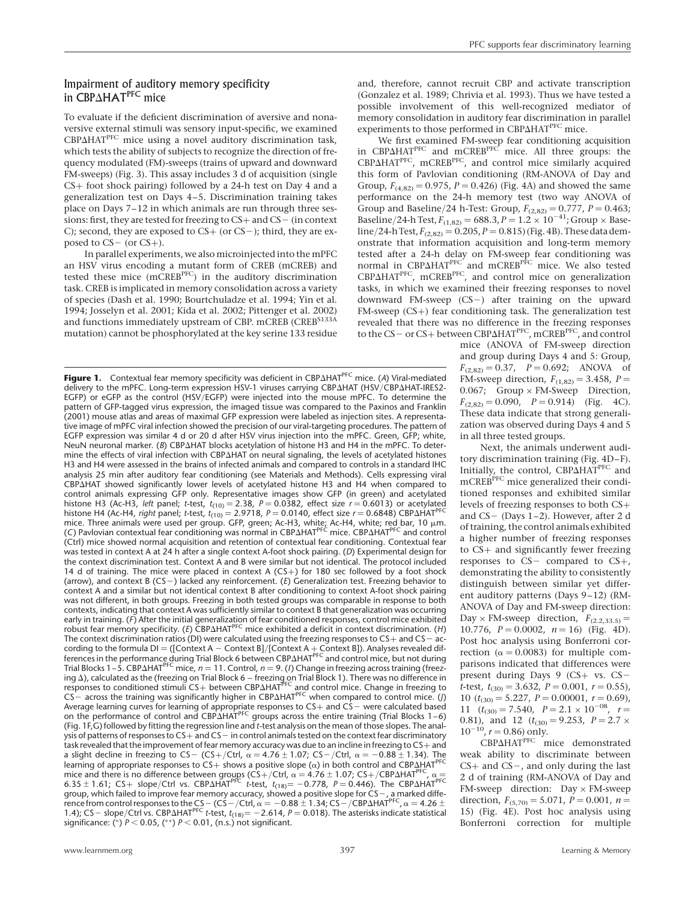## Impairment of auditory memory specificity in CBPΔHAT$^{PFC}$ mice

To evaluate if the deficient discrimination of aversive and nonaversive external stimuli was sensory input-specific, we examined CBPΔHAT$^{PFC}$ mice using a novel auditory discrimination task, which tests the ability of subjects to recognize the direction of frequency modulated (FM)-sweeps (trains of upward and downward FM-sweeps) (Fig. 3). This assay includes 3 d of acquisition (single CS+ foot shock pairing) followed by a 24-h test on Day 4 and a generalization test on Days 4–5. Discrimination training takes place on Days 7–12 in which animals are run through three sessions: first, they are tested for freezing to CS+ and CS− (in context C); second, they are exposed to CS+ (or CS−); third, they are exposed to CS− (or CS+).

In parallel experiments, we also microinjected into the mPFC an HSV virus encoding a mutant form of CREB (mCREB) and tested these mice (mCREB$^{PFC}$) in the auditory discrimination task. CREB is implicated in memory consolidation across a variety of species (Dash et al. 1990; Bourtchuladze et al. 1994; Yin et al. 1994; Josselyn et al. 2001; Kida et al. 2002; Pittenger et al. 2002) and functions immediately upstream of CBP. mCREB (CREB$^{S133A}$ mutation) cannot be phosphorylated at the key serine 133 residue and, therefore, cannot recruit CBP and activate transcription (Gonzalez et al. 1989; Chrivia et al. 1993). Thus we have tested a possible involvement of this well-recognized mediator of memory consolidation in auditory fear discrimination in parallel experiments to those performed in CBPΔHAT$^{PFC}$ mice.

We first examined FM-sweep fear conditioning acquisition in CBPΔHAT$^{PFC}$ and mCREB$^{PFC}$ mice. All three groups: the CBPΔHAT$^{PFC}$, mCREB$^{PFC}$, and control mice similarly acquired this form of Pavlovian conditioning (RM-ANOVA of Day and Group, $F_{(4,82)} = 0.975$, $P = 0.426$) (Fig. 4A) and showed the same performance on the 24-h memory test (two way ANOVA of Group and Baseline/24 h-Test: Group, $F_{(2,82)} = 0.777$, $P = 0.463$; Baseline/24-h Test, $F_{(1,82)} = 688.3$, $P = 1.2 \times 10^{-41}$; Group × Baseline/24-h Test, $F_{(2,82)} = 0.205$, $P = 0.815$) (Fig. 4B). These data demonstrate that information acquisition and long-term memory tested after a 24-h delay on FM-sweep fear conditioning was normal in CBPΔHAT$^{PFC}$ and mCREB$^{PFC}$ mice. We also tested CBPΔHAT$^{PFC}$, mCREB$^{PFC}$, and control mice on generalization tasks, in which we examined their freezing responses to novel downward FM-sweep (CS−) after training on the upward FM-sweep (CS+) fear conditioning task. The generalization test revealed that there was no difference in the freezing responses to the CS− or CS+ between CBPΔHAT$^{PFC}$, mCREB$^{PFC}$, and control mice (ANOVA of FM-sweep direction and group during Days 4 and 5: Group, $F_{(2,82)} = 0.37$, $P = 0.692$; ANOVA of FM-sweep direction, $F_{(1,82)} = 3.458$, $P = 0.067$; Group × FM-Sweep Direction, $F_{(2,82)} = 0.090$, $P = 0.914$) (Fig. 4C). These data indicate that strong generalization was observed during Days 4 and 5 in all three tested groups.

Next, the animals underwent auditory discrimination training (Fig. 4D–F). Initially, the control, CBPΔHAT$^{PFC}$ and mCREB$^{PFC}$ mice generalized their conditioned responses and exhibited similar levels of freezing responses to both CS+ and CS− (Days 1–2). However, after 2 d of training, the control animals exhibited a higher number of freezing responses to CS+ and significantly fewer freezing responses to CS− compared to CS+, demonstrating the ability to consistently distinguish between similar yet different auditory patterns (Days 9–12) (RM-ANOVA of Day and FM-sweep direction: Day × FM-sweep direction, $F_{(2.2,33.5)} = 10.776$, $P = 0.0002$, $n = 16$) (Fig. 4D). Post hoc analysis using Bonferroni correction ($\alpha = 0.0083$) for multiple comparisons indicated that differences were present during Days 9 (CS+ vs. CS− *t*-test, $t_{(30)} = 3.632$, $P = 0.001$, $r = 0.55$), 10 ($t_{(30)} = 5.227$, $P = 0.00001$, $r = 0.69$), 11 ($t_{(30)} = 7.540$, $P = 2.1 \times 10^{-08}$, $r = 0.81$), and 12 ($t_{(30)} = 9.253$, $P = 2.7 \times 10^{-10}$, $r = 0.86$) only.

CBPΔHAT$^{PFC}$ mice demonstrated weak ability to discriminate between CS+ and CS−, and only during the last 2 d of training (RM-ANOVA of Day and FM-sweep direction: Day × FM-sweep direction, $F_{(5,70)} = 5.071$, $P = 0.001$, $n = 15$) (Fig. 4E). Post hoc analysis using Bonferroni correction for multiple

**Figure 1.** Contextual fear memory specificity was deficient in CBPΔHAT$^{PFC}$ mice. (*A*) Viral-mediated delivery to the mPFC. Long-term expression HSV-1 viruses carrying CBPΔHAT (HSV/CBPΔHAT-IRES2-EGFP) or eGFP as the control (HSV/EGFP) were injected into the mouse mPFC. To determine the pattern of GFP-tagged virus expression, the imaged tissue was compared to the Paxinos and Franklin (2001) mouse atlas and areas of maximal GFP expression were labeled as injection sites. A representative image of mPFC viral infection showed the precision of our viral-targeting procedures. The pattern of EGFP expression was similar 4 d or 20 d after HSV virus injection into the mPFC. Green, GFP; white, NeuN neuronal marker. (*B*) CBPΔHAT blocks acetylation of histone H3 and H4 in the mPFC. To determine the effects of viral infection with CBPΔHAT on neural signaling, the levels of acetylated histones H3 and H4 were assessed in the brains of infected animals and compared to controls in a standard IHC analysis 25 min after auditory fear conditioning (see Materials and Methods). Cells expressing viral CBPΔHAT showed significantly lower levels of acetylated histone H3 and H4 when compared to control animals expressing GFP only. Representative images show GFP (in green) and acetylated histone H3 (Ac-H3, *left* panel; *t*-test, $t_{(10)} = 2.38$, $P = 0.0382$, effect size $r = 0.6013$) or acetylated histone H4 (Ac-H4, *right* panel; *t*-test, $t_{(10)} = 2.9718$, $P = 0.0140$, effect size $r = 0.6848$) CBPΔHAT$^{PFC}$ mice. Three animals were used per group. GFP, green; Ac-H3, white; Ac-H4, white; red bar, 10 μm. (*C*) Pavlovian contextual fear conditioning was normal in CBPΔHAT$^{PFC}$ mice. CBPΔHAT$^{PFC}$ and control (Ctrl) mice showed normal acquisition and retention of contextual fear conditioning. Contextual fear was tested in context A at 24 h after a single context A-foot shock pairing. (*D*) Experimental design for the context discrimination test. Context A and B were similar but not identical. The protocol included 14 d of training. The mice were placed in context A (CS+) for 180 sec followed by a foot shock (arrow), and context B (CS−) lacked any reinforcement. (*E*) Generalization test. Freezing behavior to context A and a similar but not identical context B after conditioning to context A-foot shock pairing was not different, in both groups. Freezing in both tested groups was comparable in response to both contexts, indicating that context A was sufficiently similar to context B that generalization was occurring early in training. (*F*) After the initial generalization of fear conditioned responses, control mice exhibited robust fear memory specificity. (*G*) CBPΔHAT$^{PFC}$ mice exhibited a deficit in context discrimination. (*H*) The context discrimination ratios (DI) were calculated using the freezing responses to CS+ and CS− according to the formula DI = ([Context A − Context B]/[Context A + Context B]). Analyses revealed differences in the performance during Trial Block 6 between CBPΔHAT$^{PFC}$ and control mice, but not during Trial Blocks 1–5. CBPΔHAT$^{PFC}$ mice, $n = 11$. Control, $n = 9$. (*I*) Change in freezing across training (freezing Δ), calculated as the (freezing on Trial Block 6 − freezing on Trial Block 1). There was no difference in responses to conditioned stimuli CS+ between CBPΔHAT$^{PFC}$ and control mice. Change in freezing to CS− across the training was significantly higher in CBPΔHAT$^{PFC}$ when compared to control mice. (*J*) Average learning curves for learning of appropriate responses to CS+ and CS− were calculated based on the performance of control and CBPΔHAT$^{PFC}$ groups across the entire training (Trial Blocks 1–6) (Fig. 1F,G) followed by fitting the regression line and *t*-test analysis on the mean of those slopes. The analysis of patterns of responses to CS+ and CS− in control animals tested on the context fear discriminatory task revealed that the improvement of fear memory accuracy was due to an incline in freezing to CS+ and a slight decline in freezing to CS− (CS+/Ctrl, $\alpha = 4.76 \pm 1.07$; CS−/Ctrl, $\alpha = -0.88 \pm 1.34$). The learning of appropriate responses to CS+ shows a positive slope (α) in both control and CBPΔHAT$^{PFC}$ mice and there is no difference between groups (CS+/Ctrl, $\alpha = 4.76 \pm 1.07$; CS+/CBPΔHAT$^{PFC}$, $\alpha = 6.35 \pm 1.61$; CS+ slope/Ctrl vs. CBPΔHAT$^{PFC}$ *t*-test, $t_{(18)} = -0.778$, $P = 0.446$). The CBPΔHAT$^{PFC}$ group, which failed to improve fear memory accuracy, showed a positive slope for CS−, a marked difference from control responses to the CS− (CS−/Ctrl, $\alpha = -0.88 \pm 1.34$; CS−/CBPΔHAT$^{PFC}$, $\alpha = 4.26 \pm 1.4$); CS− slope/Ctrl vs. CBPΔHAT$^{PFC}$ *t*-test, $t_{(18)} = -2.614$, $P = 0.018$). The asterisks indicate statistical significance: (*) $P < 0.05$, (**) $P < 0.01$, (n.s.) not significant.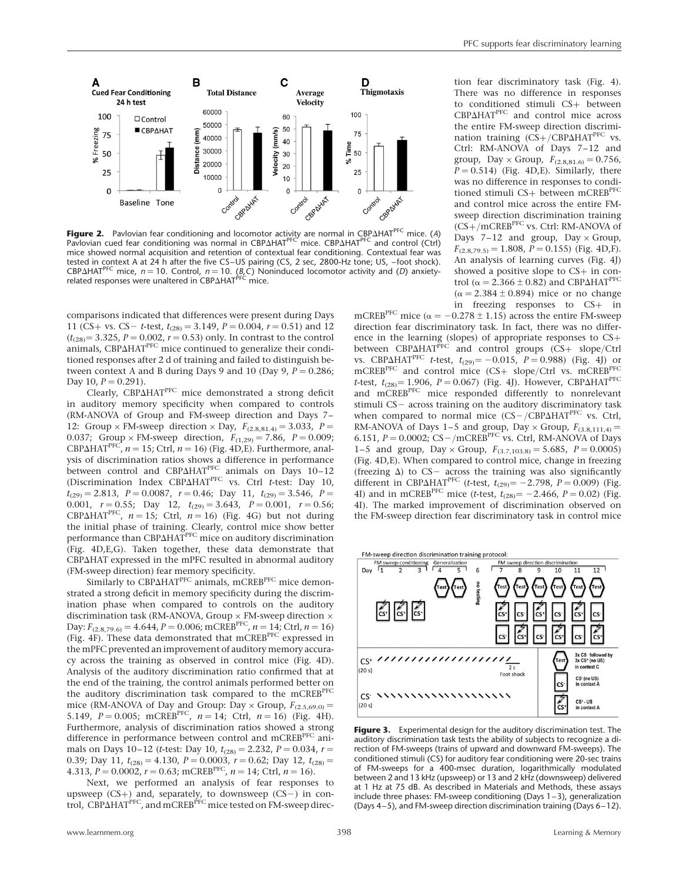**Figure 2.** Pavlovian fear conditioning and locomotor activity are normal in CBPΔHAT[PFC] mice. (*A*) Pavlovian cued fear conditioning was normal in CBPΔHAT[PFC] mice. CBPΔHAT[PFC] and control (Ctrl) mice showed normal acquisition and retention of contextual fear conditioning. Contextual fear was tested in context A at 24 h after the five CS–US pairing (CS, 2 sec, 2800-Hz tone; US, –foot shock). CBPΔHAT[PFC] mice, $n = 10$. Control, $n = 10$. (*B*,*C*) Noninduced locomotor activity and (*D*) anxiety-related responses were unaltered in CBPΔHAT[PFC] mice.

comparisons indicated that differences were present during Days 11 (CS+ vs. CS− *t*-test, $t_{(28)} = 3.149$, $P = 0.004$, $r = 0.51$) and 12 ($t_{(28)} = 3.325$, $P = 0.002$, $r = 0.53$) only. In contrast to the control animals, CBPΔHAT[PFC] mice continued to generalize their conditioned responses after 2 d of training and failed to distinguish between context A and B during Days 9 and 10 (Day 9, $P = 0.286$; Day 10, $P = 0.291$).

Clearly, CBPΔHAT[PFC] mice demonstrated a strong deficit in auditory memory specificity when compared to controls (RM-ANOVA of Group and FM-sweep direction and Days 7–12: Group × FM-sweep direction × Day, $F_{(2.8,81.4)} = 3.033$, $P = 0.037$; Group × FM-sweep direction, $F_{(1,29)} = 7.86$, $P = 0.009$; CBPΔHAT[PFC], $n = 15$; Ctrl, $n = 16$) (Fig. 4D,E). Furthermore, analysis of discrimination ratios shows a difference in performance between control and CBPΔHAT[PFC] animals on Days 10–12 (Discrimination Index CBPΔHAT[PFC] vs. Ctrl *t*-test: Day 10, $t_{(29)} = 2.813$, $P = 0.0087$, $r = 0.46$; Day 11, $t_{(29)} = 3.546$, $P = 0.001$, $r = 0.55$; Day 12, $t_{(29)} = 3.643$, $P = 0.001$, $r = 0.56$; CBPΔHAT[PFC], $n = 15$; Ctrl, $n = 16$) (Fig. 4G) but not during the initial phase of training. Clearly, control mice show better performance than CBPΔHAT[PFC] mice on auditory discrimination (Fig. 4D,E,G). Taken together, these data demonstrate that CBPΔHAT expressed in the mPFC resulted in abnormal auditory (FM-sweep direction) fear memory specificity.

Similarly to CBPΔHAT[PFC] animals, mCREB[PFC] mice demonstrated a strong deficit in memory specificity during the discrimination phase when compared to controls on the auditory discrimination task (RM-ANOVA, Group × FM-sweep direction × Day: $F_{(2.8,79.6)} = 4.644$, $P = 0.006$; mCREB[PFC], $n = 14$; Ctrl, $n = 16$) (Fig. 4F). These data demonstrated that mCREB[PFC] expressed in the mPFC prevented an improvement of auditory memory accuracy across the training as observed in control mice (Fig. 4D). Analysis of the auditory discrimination ratio confirmed that at the end of the training, the control animals performed better on the auditory discrimination task compared to the mCREB[PFC] mice (RM-ANOVA of Day and Group: Day × Group, $F_{(2.5,69.0)} = 5.149$, $P = 0.005$; mCREB[PFC], $n = 14$; Ctrl, $n = 16$) (Fig. 4H). Furthermore, analysis of discrimination ratios showed a strong difference in performance between control and mCREB[PFC] animals on Days 10–12 (*t*-test: Day 10, $t_{(28)} = 2.232$, $P = 0.034$, $r = 0.39$; Day 11, $t_{(28)} = 4.130$, $P = 0.0003$, $r = 0.62$; Day 12, $t_{(28)} = 4.313$, $P = 0.0002$, $r = 0.63$; mCREB[PFC], $n = 14$; Ctrl, $n = 16$).

Next, we performed an analysis of fear responses to upsweep (CS+) and, separately, to downsweep (CS−) in control, CBPΔHAT[PFC], and mCREB[PFC] mice tested on FM-sweep direction fear discriminatory task (Fig. 4). There was no difference in responses to conditioned stimuli CS+ between CBPΔHAT[PFC] and control mice across the entire FM-sweep direction discrimination training (CS+/CBPΔHAT[PFC] vs. Ctrl: RM-ANOVA of Days 7–12 and group, Day × Group, $F_{(2.8,81.6)} = 0.756$, $P = 0.514$) (Fig. 4D,E). Similarly, there was no difference in responses to conditioned stimuli CS+ between mCREB[PFC] and control mice across the entire FM-sweep direction discrimination training (CS+/mCREB[PFC] vs. Ctrl: RM-ANOVA of Days 7–12 and group, Day × Group, $F_{(2.8,79.5)} = 1.808$, $P = 0.155$) (Fig. 4D,F). An analysis of learning curves (Fig. 4J) showed a positive slope to CS+ in control ($\alpha = 2.366 \pm 0.82$) and CBPΔHAT[PFC] ($\alpha = 2.384 \pm 0.894$) mice or no change in freezing responses to CS+ in mCREB[PFC] mice ($\alpha = -0.278 \pm 1.15$) across the entire FM-sweep direction fear discriminatory task. In fact, there was no difference in the learning (slopes) of appropriate responses to CS+ between CBPΔHAT[PFC] and control groups (CS+ slope/Ctrl vs. CBPΔHAT[PFC] *t*-test, $t_{(29)} = -0.015$, $P = 0.988$) (Fig. 4J) or mCREB[PFC] and control mice (CS+ slope/Ctrl vs. mCREB[PFC] *t*-test, $t_{(28)} = 1.906$, $P = 0.067$) (Fig. 4J). However, CBPΔHAT[PFC] and mCREB[PFC] mice responded differently to nonrelevant stimuli CS− across training on the auditory discriminatory task when compared to normal mice (CS−/CBPΔHAT[PFC] vs. Ctrl, RM-ANOVA of Days 1–5 and group, Day × Group, $F_{(3.8,111.4)} = 6.151$, $P = 0.0002$; CS−/mCREB[PFC] vs. Ctrl, RM-ANOVA of Days 1–5 and group, Day × Group, $F_{(3.7,103.8)} = 5.685$, $P = 0.0005$) (Fig. 4D,E). When compared to control mice, change in freezing (freezing Δ) to CS− across the training was also significantly different in CBPΔHAT[PFC] (*t*-test, $t_{(29)} = -2.798$, $P = 0.009$) (Fig. 4I) and in mCREB[PFC] mice (*t*-test, $t_{(28)} = -2.466$, $P = 0.02$) (Fig. 4I). The marked improvement of discrimination observed on the FM-sweep direction fear discriminatory task in control mice

**Figure 3.** Experimental design for the auditory discrimination test. The auditory discrimination task tests the ability of subjects to recognize a direction of FM-sweeps (trains of upward and downward FM-sweeps). The conditioned stimuli (CS) for auditory fear conditioning were 20-sec trains of FM-sweeps for a 400-msec duration, logarithmically modulated between 2 and 13 kHz (upsweep) or 13 and 2 kHz (downsweep) delivered at 1 Hz at 75 dB. As described in Materials and Methods, these assays include three phases: FM-sweep conditioning (Days 1–3), generalization (Days 4–5), and FM-sweep direction discrimination training (Days 6–12).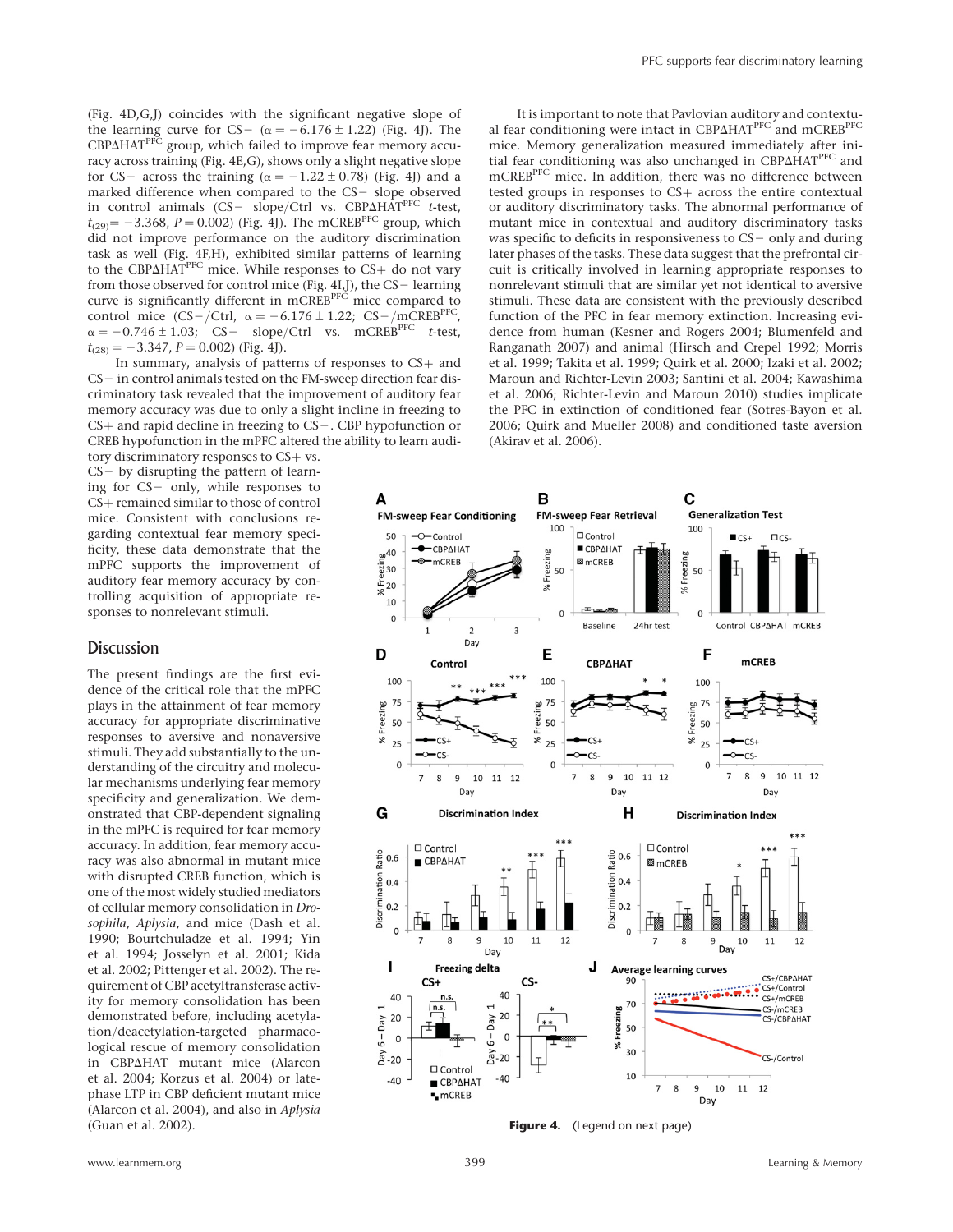(Fig. 4D,G,J) coincides with the significant negative slope of the learning curve for CS− ($\alpha = -6.176 \pm 1.22$) (Fig. 4J). The CBPΔHAT$^{PFC}$ group, which failed to improve fear memory accuracy across training (Fig. 4E,G), shows only a slight negative slope for CS− across the training ($\alpha = -1.22 \pm 0.78$) (Fig. 4J) and a marked difference when compared to the CS− slope observed in control animals (CS− slope/Ctrl vs. CBPΔHAT$^{PFC}$ *t*-test, $t_{(29)} = -3.368$, $P = 0.002$) (Fig. 4J). The mCREB$^{PFC}$ group, which did not improve performance on the auditory discrimination task as well (Fig. 4F,H), exhibited similar patterns of learning to the CBPΔHAT$^{PFC}$ mice. While responses to CS+ do not vary from those observed for control mice (Fig. 4I,J), the CS− learning curve is significantly different in mCREB$^{PFC}$ mice compared to control mice (CS−/Ctrl, $\alpha = -6.176 \pm 1.22$; CS−/mCREB$^{PFC}$, $\alpha = -0.746 \pm 1.03$; CS− slope/Ctrl vs. mCREB$^{PFC}$ *t*-test, $t_{(28)} = -3.347$, $P = 0.002$) (Fig. 4J).

In summary, analysis of patterns of responses to CS+ and CS− in control animals tested on the FM-sweep direction fear discriminatory task revealed that the improvement of auditory fear memory accuracy was due to only a slight incline in freezing to CS+ and rapid decline in freezing to CS−. CBP hypofunction or CREB hypofunction in the mPFC altered the ability to learn auditory discriminatory responses to CS+ vs. CS− by disrupting the pattern of learning for CS− only, while responses to CS+ remained similar to those of control mice. Consistent with conclusions regarding contextual fear memory specificity, these data demonstrate that the mPFC supports the improvement of auditory fear memory accuracy by controlling acquisition of appropriate responses to nonrelevant stimuli.

## Discussion

The present findings are the first evidence of the critical role that the mPFC plays in the attainment of fear memory accuracy for appropriate discriminative responses to aversive and nonaversive stimuli. They add substantially to the understanding of the circuitry and molecular mechanisms underlying fear memory specificity and generalization. We demonstrated that CBP-dependent signaling in the mPFC is required for fear memory accuracy. In addition, fear memory accuracy was also abnormal in mutant mice with disrupted CREB function, which is one of the most widely studied mediators of cellular memory consolidation in *Drosophila*, *Aplysia*, and mice (Dash et al. 1990; Bourtchuladze et al. 1994; Yin et al. 1994; Josselyn et al. 2001; Kida et al. 2002; Pittenger et al. 2002). The requirement of CBP acetyltransferase activity for memory consolidation has been demonstrated before, including acetylation/deacetylation-targeted pharmacological rescue of memory consolidation in CBPΔHAT mutant mice (Alarcon et al. 2004; Korzus et al. 2004) or late-phase LTP in CBP deficient mutant mice (Alarcon et al. 2004), and also in *Aplysia* (Guan et al. 2002).

It is important to note that Pavlovian auditory and contextual fear conditioning were intact in CBPΔHAT$^{PFC}$ and mCREB$^{PFC}$ mice. Memory generalization measured immediately after initial fear conditioning was also unchanged in CBPΔHAT$^{PFC}$ and mCREB$^{PFC}$ mice. In addition, there was no difference between tested groups in responses to CS+ across the entire contextual or auditory discriminatory tasks. The abnormal performance of mutant mice in contextual and auditory discriminatory tasks was specific to deficits in responsiveness to CS− only and during later phases of the tasks. These data suggest that the prefrontal circuit is critically involved in learning appropriate responses to nonrelevant stimuli that are similar yet not identical to aversive stimuli. These data are consistent with the previously described function of the PFC in fear memory extinction. Increasing evidence from human (Kesner and Rogers 2004; Blumenfeld and Ranganath 2007) and animal (Hirsch and Crepel 1992; Morris et al. 1999; Takita et al. 1999; Quirk et al. 2000; Izaki et al. 2002; Maroun and Richter-Levin 2003; Santini et al. 2004; Kawashima et al. 2006; Richter-Levin and Maroun 2010) studies implicate the PFC in extinction of conditioned fear (Sotres-Bayon et al. 2006; Quirk and Mueller 2008) and conditioned taste aversion (Akirav et al. 2006).

**Figure 4.** (Legend on next page)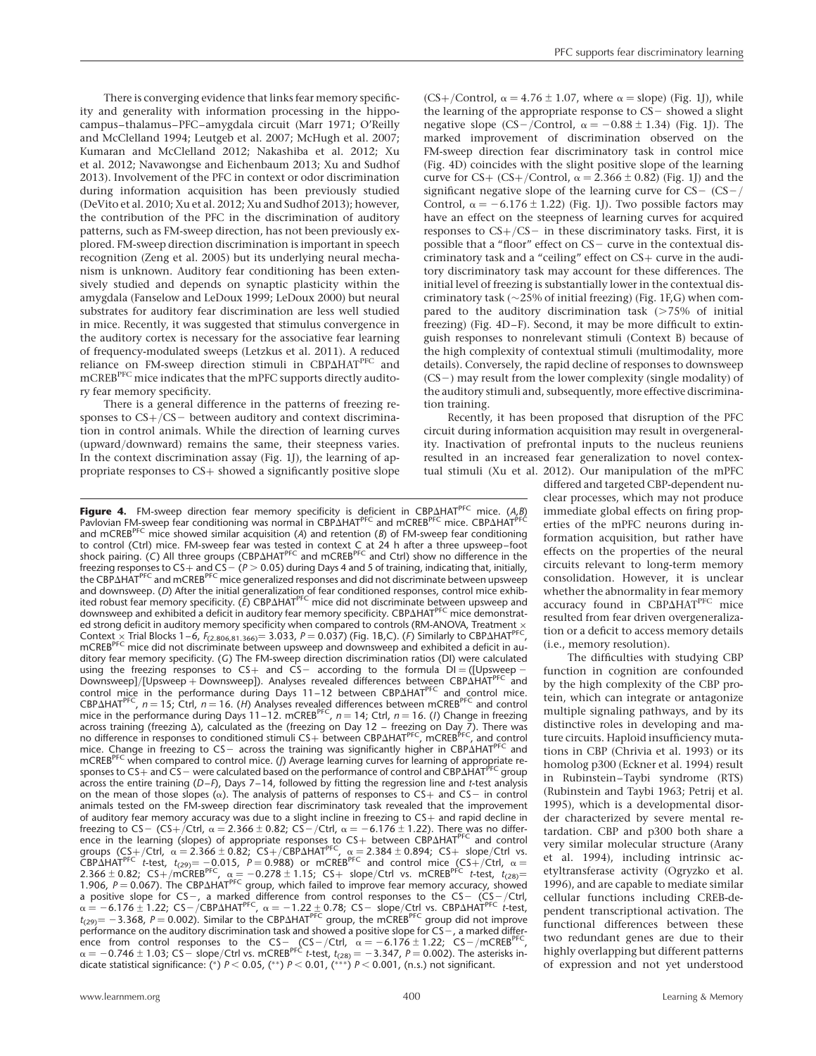There is converging evidence that links fear memory specificity and generality with information processing in the hippocampus–thalamus–PFC–amygdala circuit (Marr 1971; O'Reilly and McClelland 1994; Leutgeb et al. 2007; McHugh et al. 2007; Kumaran and McClelland 2012; Nakashiba et al. 2012; Xu et al. 2012; Navawongse and Eichenbaum 2013; Xu and Sudhof 2013). Involvement of the PFC in context or odor discrimination during information acquisition has been previously studied (DeVito et al. 2010; Xu et al. 2012; Xu and Sudhof 2013); however, the contribution of the PFC in the discrimination of auditory patterns, such as FM-sweep direction, has not been previously explored. FM-sweep direction discrimination is important in speech recognition (Zeng et al. 2005) but its underlying neural mechanism is unknown. Auditory fear conditioning has been extensively studied and depends on synaptic plasticity within the amygdala (Fanselow and LeDoux 1999; LeDoux 2000) but neural substrates for auditory fear discrimination are less well studied in mice. Recently, it was suggested that stimulus convergence in the auditory cortex is necessary for the associative fear learning of frequency-modulated sweeps (Letzkus et al. 2011). A reduced reliance on FM-sweep direction stimuli in CBPΔHAT$^{PFC}$ and mCREB$^{PFC}$ mice indicates that the mPFC supports directly auditory fear memory specificity.

There is a general difference in the patterns of freezing responses to CS+/CS− between auditory and context discrimination in control animals. While the direction of learning curves (upward/downward) remains the same, their steepness varies. In the context discrimination assay (Fig. 1J), the learning of appropriate responses to CS+ showed a significantly positive slope (CS+/Control, $\alpha = 4.76 \pm 1.07$, where $\alpha$ = slope) (Fig. 1J), while the learning of the appropriate response to CS− showed a slight negative slope (CS−/Control, $\alpha = -0.88 \pm 1.34$) (Fig. 1J). The marked improvement of discrimination observed on the FM-sweep direction fear discriminatory task in control mice (Fig. 4D) coincides with the slight positive slope of the learning curve for CS+ (CS+/Control, $\alpha = 2.366 \pm 0.82$) (Fig. 1J) and the significant negative slope of the learning curve for CS− (CS−/Control, $\alpha = -6.176 \pm 1.22$) (Fig. 1J). Two possible factors may have an effect on the steepness of learning curves for acquired responses to CS+/CS− in these discriminatory tasks. First, it is possible that a "floor" effect on CS− curve in the contextual discriminatory task and a "ceiling" effect on CS+ curve in the auditory discriminatory task may account for these differences. The initial level of freezing is substantially lower in the contextual discriminatory task (~25% of initial freezing) (Fig. 1F,G) when compared to the auditory discrimination task (>75% of initial freezing) (Fig. 4D–F). Second, it may be more difficult to extinguish responses to nonrelevant stimuli (Context B) because of the high complexity of contextual stimuli (multimodality, more details). Conversely, the rapid decline of responses to downsweep (CS−) may result from the lower complexity (single modality) of the auditory stimuli and, subsequently, more effective discrimination training.

Recently, it has been proposed that disruption of the PFC circuit during information acquisition may result in overgenerality. Inactivation of prefrontal inputs to the nucleus reuniens resulted in an increased fear generalization to novel contextual stimuli (Xu et al. 2012). Our manipulation of the mPFC differed and targeted CBP-dependent nuclear processes, which may not produce immediate global effects on firing properties of the mPFC neurons during information acquisition, but rather have effects on the properties of the neural circuits relevant to long-term memory consolidation. However, it is unclear whether the abnormality in fear memory accuracy found in CBPΔHAT$^{PFC}$ mice resulted from fear driven overgeneralization or a deficit to access memory details (i.e., memory resolution).

The difficulties with studying CBP function in cognition are confounded by the high complexity of the CBP protein, which can integrate or antagonize multiple signaling pathways, and by its distinctive roles in developing and mature circuits. Haploid insufficiency mutations in CBP (Chrivia et al. 1993) or its homolog p300 (Eckner et al. 1994) result in Rubinstein–Taybi syndrome (RTS) (Rubinstein and Taybi 1963; Petrij et al. 1995), which is a developmental disorder characterized by severe mental retardation. CBP and p300 both share a very similar molecular structure (Arany et al. 1994), including intrinsic acetyltransferase activity (Ogryzko et al. 1996), and are capable to mediate similar cellular functions including CREB-dependent transcriptional activation. The functional differences between these two redundant genes are due to their highly overlapping but different patterns of expression and not yet understood

**Figure 4.** FM-sweep direction fear memory specificity is deficient in CBPΔHAT$^{PFC}$ mice. (*A*,*B*) Pavlovian FM-sweep fear conditioning was normal in CBPΔHAT$^{PFC}$ and mCREB$^{PFC}$ mice. CBPΔHAT$^{PFC}$ and mCREB$^{PFC}$ mice showed similar acquisition (*A*) and retention (*B*) of FM-sweep fear conditioning to control (Ctrl) mice. FM-sweep fear was tested in context C at 24 h after a three upsweep–foot shock pairing. (*C*) All three groups (CBPΔHAT$^{PFC}$ and mCREB$^{PFC}$ and Ctrl) show no difference in the freezing responses to CS+ and CS− ($P > 0.05$) during Days 4 and 5 of training, indicating that, initially, the CBPΔHAT$^{PFC}$ and mCREB$^{PFC}$ mice generalized responses and did not discriminate between upsweep and downsweep. (*D*) After the initial generalization of fear conditioned responses, control mice exhibited robust fear memory specificity. (*E*) CBPΔHAT$^{PFC}$ mice did not discriminate between upsweep and downsweep and exhibited a deficit in auditory fear memory specificity. CBPΔHAT$^{PFC}$ mice demonstrated strong deficit in auditory memory specificity when compared to controls (RM-ANOVA, Treatment × Context × Trial Blocks 1–6, $F_{(2.806,81.366)} = 3.033$, $P = 0.037$) (Fig. 1B,C). (*F*) Similarly to CBPΔHAT$^{PFC}$, mCREB$^{PFC}$ mice did not discriminate between upsweep and downsweep and exhibited a deficit in auditory fear memory specificity. (*G*) The FM-sweep direction discrimination ratios (DI) were calculated using the freezing responses to CS+ and CS− according to the formula DI = ([Upsweep − Downsweep]/[Upsweep + Downsweep]). Analyses revealed differences between CBPΔHAT$^{PFC}$ and control mice in the performance during Days 11–12 between CBPΔHAT$^{PFC}$ and control mice. CBPΔHAT$^{PFC}$, $n = 15$; Ctrl, $n = 16$. (*H*) Analyses revealed differences between mCREB$^{PFC}$ and control mice in the performance during Days 11–12. mCREB$^{PFC}$, $n = 14$; Ctrl, $n = 16$. (*I*) Change in freezing across training (freezing Δ), calculated as the (freezing on Day 12 – freezing on Day 7). There was no difference in responses to conditioned stimuli CS+ between CBPΔHAT$^{PFC}$, mCREB$^{PFC}$, and control mice. Change in freezing to CS− across the training was significantly higher in CBPΔHAT$^{PFC}$ and mCREB$^{PFC}$ when compared to control mice. (*J*) Average learning curves for learning of appropriate responses to CS+ and CS− were calculated based on the performance of control and CBPΔHAT$^{PFC}$ group across the entire training (*D*–*F*), Days 7–14, followed by fitting the regression line and *t*-test analysis on the mean of those slopes ($\alpha$). The analysis of patterns of responses to CS+ and CS− in control animals tested on the FM-sweep direction fear discriminatory task revealed that the improvement of auditory fear memory accuracy was due to a slight incline in freezing to CS+ and rapid decline in freezing to CS− (CS+/Ctrl, $\alpha = 2.366 \pm 0.82$; CS−/Ctrl, $\alpha = -6.176 \pm 1.22$). There was no difference in the learning (slopes) of appropriate responses to CS+ between CBPΔHAT$^{PFC}$ and control groups (CS+/Ctrl, $\alpha = 2.366 \pm 0.82$; CS+/CBPΔHAT$^{PFC}$, $\alpha = 2.384 \pm 0.894$; CS+ slope/Ctrl vs. CBPΔHAT$^{PFC}$ *t*-test, $t_{(29)} = -0.015$, $P = 0.988$) or mCREB$^{PFC}$ and control mice (CS+/Ctrl, $\alpha = 2.366 \pm 0.82$; CS+/mCREB$^{PFC}$, $\alpha = -0.278 \pm 1.15$; CS+ slope/Ctrl vs. mCREB$^{PFC}$ *t*-test, $t_{(28)} = 1.906$, $P = 0.067$). The CBPΔHAT$^{PFC}$ group, which failed to improve fear memory accuracy, showed a positive slope for CS−, a marked difference from control responses to the CS− (CS−/Ctrl, $\alpha = -6.176 \pm 1.22$; CS−/CBPΔHAT$^{PFC}$, $\alpha = -1.22 \pm 0.78$; CS− slope/Ctrl vs. CBPΔHAT$^{PFC}$ *t*-test, $t_{(29)} = -3.368$, $P = 0.002$). Similar to the CBPΔHAT$^{PFC}$ group, the mCREB$^{PFC}$ group did not improve performance on the auditory discrimination task and showed a positive slope for CS−, a marked difference from control responses to the CS− (CS−/Ctrl, $\alpha = -6.176 \pm 1.22$; CS−/mCREB$^{PFC}$, $\alpha = -0.746 \pm 1.03$; CS− slope/Ctrl vs. mCREB$^{PFC}$ *t*-test, $t_{(28)} = -3.347$, $P = 0.002$). The asterisks indicate statistical significance: (*) $P < 0.05$, (**) $P < 0.01$, (***) $P < 0.001$, (n.s.) not significant.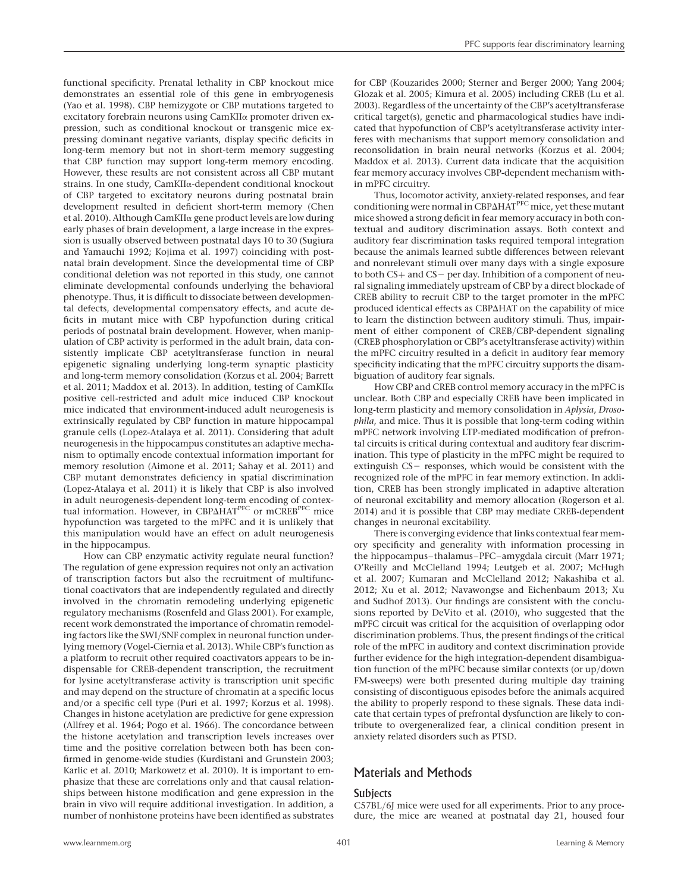functional specificity. Prenatal lethality in CBP knockout mice demonstrates an essential role of this gene in embryogenesis (Yao et al. 1998). CBP hemizygote or CBP mutations targeted to excitatory forebrain neurons using CamKIIα promoter driven expression, such as conditional knockout or transgenic mice expressing dominant negative variants, display specific deficits in long-term memory but not in short-term memory suggesting that CBP function may support long-term memory encoding. However, these results are not consistent across all CBP mutant strains. In one study, CamKIIα-dependent conditional knockout of CBP targeted to excitatory neurons during postnatal brain development resulted in deficient short-term memory (Chen et al. 2010). Although CamKIIα gene product levels are low during early phases of brain development, a large increase in the expression is usually observed between postnatal days 10 to 30 (Sugiura and Yamauchi 1992; Kojima et al. 1997) coinciding with postnatal brain development. Since the developmental time of CBP conditional deletion was not reported in this study, one cannot eliminate developmental confounds underlying the behavioral phenotype. Thus, it is difficult to dissociate between developmental defects, developmental compensatory effects, and acute deficits in mutant mice with CBP hypofunction during critical periods of postnatal brain development. However, when manipulation of CBP activity is performed in the adult brain, data consistently implicate CBP acetyltransferase function in neural epigenetic signaling underlying long-term synaptic plasticity and long-term memory consolidation (Korzus et al. 2004; Barrett et al. 2011; Maddox et al. 2013). In addition, testing of CamKIIα positive cell-restricted and adult mice induced CBP knockout mice indicated that environment-induced adult neurogenesis is extrinsically regulated by CBP function in mature hippocampal granule cells (Lopez-Atalaya et al. 2011). Considering that adult neurogenesis in the hippocampus constitutes an adaptive mechanism to optimally encode contextual information important for memory resolution (Aimone et al. 2011; Sahay et al. 2011) and CBP mutant demonstrates deficiency in spatial discrimination (Lopez-Atalaya et al. 2011) it is likely that CBP is also involved in adult neurogenesis-dependent long-term encoding of contextual information. However, in CBPΔHAT$^{PFC}$ or mCREB$^{PFC}$ mice hypofunction was targeted to the mPFC and it is unlikely that this manipulation would have an effect on adult neurogenesis in the hippocampus.

How can CBP enzymatic activity regulate neural function? The regulation of gene expression requires not only an activation of transcription factors but also the recruitment of multifunctional coactivators that are independently regulated and directly involved in the chromatin remodeling underlying epigenetic regulatory mechanisms (Rosenfeld and Glass 2001). For example, recent work demonstrated the importance of chromatin remodeling factors like the SWI/SNF complex in neuronal function underlying memory (Vogel-Ciernia et al. 2013). While CBP's function as a platform to recruit other required coactivators appears to be indispensable for CREB-dependent transcription, the requirement for lysine acetyltransferase activity is transcription unit specific and may depend on the structure of chromatin at a specific locus and/or a specific cell type (Puri et al. 1997; Korzus et al. 1998). Changes in histone acetylation are predictive for gene expression (Allfrey et al. 1964; Pogo et al. 1966). The concordance between the histone acetylation and transcription levels increases over time and the positive correlation between both has been confirmed in genome-wide studies (Kurdistani and Grunstein 2003; Karlic et al. 2010; Markowetz et al. 2010). It is important to emphasize that these are correlations only and that causal relationships between histone modification and gene expression in the brain in vivo will require additional investigation. In addition, a number of nonhistone proteins have been identified as substrates for CBP (Kouzarides 2000; Sterner and Berger 2000; Yang 2004; Glozak et al. 2005; Kimura et al. 2005) including CREB (Lu et al. 2003). Regardless of the uncertainty of the CBP's acetyltransferase critical target(s), genetic and pharmacological studies have indicated that hypofunction of CBP's acetyltransferase activity interferes with mechanisms that support memory consolidation and reconsolidation in brain neural networks (Korzus et al. 2004; Maddox et al. 2013). Current data indicate that the acquisition fear memory accuracy involves CBP-dependent mechanism within mPFC circuitry.

Thus, locomotor activity, anxiety-related responses, and fear conditioning were normal in CBPΔHAT$^{PFC}$ mice, yet these mutant mice showed a strong deficit in fear memory accuracy in both contextual and auditory discrimination assays. Both context and auditory fear discrimination tasks required temporal integration because the animals learned subtle differences between relevant and nonrelevant stimuli over many days with a single exposure to both CS+ and CS− per day. Inhibition of a component of neural signaling immediately upstream of CBP by a direct blockade of CREB ability to recruit CBP to the target promoter in the mPFC produced identical effects as CBPΔHAT on the capability of mice to learn the distinction between auditory stimuli. Thus, impairment of either component of CREB/CBP-dependent signaling (CREB phosphorylation or CBP's acetyltransferase activity) within the mPFC circuitry resulted in a deficit in auditory fear memory specificity indicating that the mPFC circuitry supports the disambiguation of auditory fear signals.

How CBP and CREB control memory accuracy in the mPFC is unclear. Both CBP and especially CREB have been implicated in long-term plasticity and memory consolidation in *Aplysia*, *Drosophila*, and mice. Thus it is possible that long-term coding within mPFC network involving LTP-mediated modification of prefrontal circuits is critical during contextual and auditory fear discrimination. This type of plasticity in the mPFC might be required to extinguish CS− responses, which would be consistent with the recognized role of the mPFC in fear memory extinction. In addition, CREB has been strongly implicated in adaptive alteration of neuronal excitability and memory allocation (Rogerson et al. 2014) and it is possible that CBP may mediate CREB-dependent changes in neuronal excitability.

There is converging evidence that links contextual fear memory specificity and generality with information processing in the hippocampus–thalamus–PFC–amygdala circuit (Marr 1971; O'Reilly and McClelland 1994; Leutgeb et al. 2007; McHugh et al. 2007; Kumaran and McClelland 2012; Nakashiba et al. 2012; Xu et al. 2012; Navawongse and Eichenbaum 2013; Xu and Sudhof 2013). Our findings are consistent with the conclusions reported by DeVito et al. (2010), who suggested that the mPFC circuit was critical for the acquisition of overlapping odor discrimination problems. Thus, the present findings of the critical role of the mPFC in auditory and context discrimination provide further evidence for the high integration-dependent disambiguation function of the mPFC because similar contexts (or up/down FM-sweeps) were both presented during multiple day training consisting of discontiguous episodes before the animals acquired the ability to properly respond to these signals. These data indicate that certain types of prefrontal dysfunction are likely to contribute to overgeneralized fear, a clinical condition present in anxiety related disorders such as PTSD.

## Materials and Methods

### Subjects

C57BL/6J mice were used for all experiments. Prior to any procedure, the mice are weaned at postnatal day 21, housed four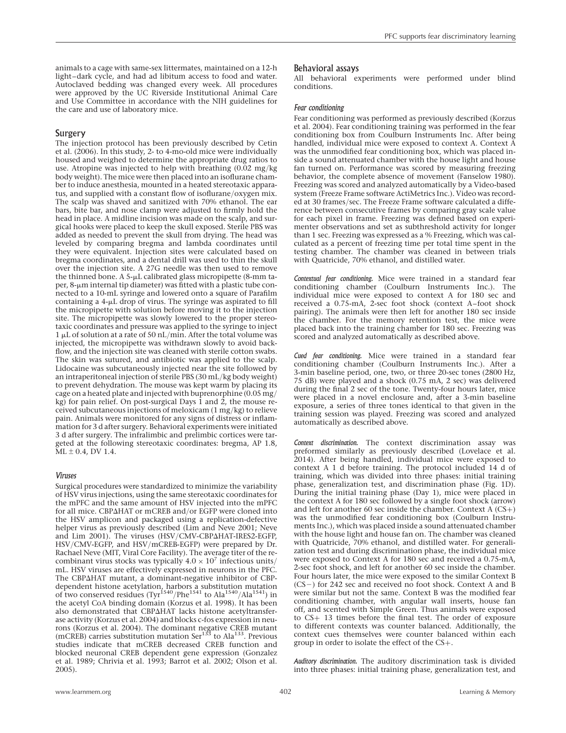animals to a cage with same-sex littermates, maintained on a 12-h light–dark cycle, and had ad libitum access to food and water. Autoclaved bedding was changed every week. All procedures were approved by the UC Riverside Institutional Animal Care and Use Committee in accordance with the NIH guidelines for the care and use of laboratory mice.

## Surgery

The injection protocol has been previously described by Cetin et al. (2006). In this study, 2- to 4-mo-old mice were individually housed and weighed to determine the appropriate drug ratios to use. Atropine was injected to help with breathing (0.02 mg/kg body weight). The mice were then placed into an isoflurane chamber to induce anesthesia, mounted in a heated stereotaxic apparatus, and supplied with a constant flow of isoflurane/oxygen mix. The scalp was shaved and sanitized with 70% ethanol. The ear bars, bite bar, and nose clamp were adjusted to firmly hold the head in place. A midline incision was made on the scalp, and surgical hooks were placed to keep the skull exposed. Sterile PBS was added as needed to prevent the skull from drying. The head was leveled by comparing bregma and lambda coordinates until they were equivalent. Injection sites were calculated based on bregma coordinates, and a dental drill was used to thin the skull over the injection site. A 27G needle was then used to remove the thinned bone. A 5-µL calibrated glass micropipette (8-mm taper, 8-µm internal tip diameter) was fitted with a plastic tube connected to a 10-mL syringe and lowered onto a square of Parafilm containing a 4-µL drop of virus. The syringe was aspirated to fill the micropipette with solution before moving it to the injection site. The micropipette was slowly lowered to the proper stereotaxic coordinates and pressure was applied to the syringe to inject 1 µL of solution at a rate of 50 nL/min. After the total volume was injected, the micropipette was withdrawn slowly to avoid backflow, and the injection site was cleaned with sterile cotton swabs. The skin was sutured, and antibiotic was applied to the scalp. Lidocaine was subcutaneously injected near the site followed by an intraperitoneal injection of sterile PBS (30 mL/kg body weight) to prevent dehydration. The mouse was kept warm by placing its cage on a heated plate and injected with buprenorphine (0.05 mg/kg) for pain relief. On post-surgical Days 1 and 2, the mouse received subcutaneous injections of meloxicam (1 mg/kg) to relieve pain. Animals were monitored for any signs of distress or inflammation for 3 d after surgery. Behavioral experiments were initiated 3 d after surgery. The infralimbic and prelimbic cortices were targeted at the following stereotaxic coordinates: bregma, AP 1.8, ML ± 0.4, DV 1.4.

### *Viruses*

Surgical procedures were standardized to minimize the variability of HSV virus injections, using the same stereotaxic coordinates for the mPFC and the same amount of HSV injected into the mPFC for all mice. CBPΔHAT or mCREB and/or EGFP were cloned into the HSV amplicon and packaged using a replication-defective helper virus as previously described (Lim and Neve 2001; Neve and Lim 2001). The viruses (HSV/CMV-CBPΔHAT-IRES2-EGFP, HSV/CMV-EGFP, and HSV/mCREB-EGFP) were prepared by Dr. Rachael Neve (MIT, Viral Core Facility). The average titer of the recombinant virus stocks was typically $4.0 \times 10^7$ infectious units/mL. HSV viruses are effectively expressed in neurons in the PFC. The CBPΔHAT mutant, a dominant-negative inhibitor of CBP-dependent histone acetylation, harbors a substitution mutation of two conserved residues ($Tyr^{1540}$/$Phe^{1541}$ to $Ala^{1540}$/$Ala^{1541}$) in the acetyl CoA binding domain (Korzus et al. 1998). It has been also demonstrated that CBPΔHAT lacks histone acetyltransferase activity (Korzus et al. 2004) and blocks c-fos expression in neurons (Korzus et al. 2004). The dominant negative CREB mutant (mCREB) carries substitution mutation $Ser^{133}$ to $Ala^{133}$. Previous studies indicate that mCREB decreased CREB function and blocked neuronal CREB dependent gene expression (Gonzalez et al. 1989; Chrivia et al. 1993; Barrot et al. 2002; Olson et al. 2005).

## Behavioral assays

All behavioral experiments were performed under blind conditions.

### *Fear conditioning*

Fear conditioning was performed as previously described (Korzus et al. 2004). Fear conditioning training was performed in the fear conditioning box from Coulburn Instruments Inc. After being handled, individual mice were exposed to context A. Context A was the unmodified fear conditioning box, which was placed inside a sound attenuated chamber with the house light and house fan turned on. Performance was scored by measuring freezing behavior, the complete absence of movement (Fanselow 1980). Freezing was scored and analyzed automatically by a Video-based system (Freeze Frame software ActiMetrics Inc.). Video was recorded at 30 frames/sec. The Freeze Frame software calculated a difference between consecutive frames by comparing gray scale value for each pixel in frame. Freezing was defined based on experimenter observations and set as subthreshold activity for longer than 1 sec. Freezing was expressed as a % Freezing, which was calculated as a percent of freezing time per total time spent in the testing chamber. The chamber was cleaned in between trials with Quatricide, 70% ethanol, and distilled water.

*Contextual fear conditioning.* Mice were trained in a standard fear conditioning chamber (Coulburn Instruments Inc.). The individual mice were exposed to context A for 180 sec and received a 0.75-mA, 2-sec foot shock (context A–foot shock pairing). The animals were then left for another 180 sec inside the chamber. For the memory retention test, the mice were placed back into the training chamber for 180 sec. Freezing was scored and analyzed automatically as described above.

*Cued fear conditioning.* Mice were trained in a standard fear conditioning chamber (Coulburn Instruments Inc.). After a 3-min baseline period, one, two, or three 20-sec tones (2800 Hz, 75 dB) were played and a shock (0.75 mA, 2 sec) was delivered during the final 2 sec of the tone. Twenty-four hours later, mice were placed in a novel enclosure and, after a 3-min baseline exposure, a series of three tones identical to that given in the training session was played. Freezing was scored and analyzed automatically as described above.

*Context discrimination.* The context discrimination assay was preformed similarly as previously described (Lovelace et al. 2014). After being handled, individual mice were exposed to context A 1 d before training. The protocol included 14 d of training, which was divided into three phases: initial training phase, generalization test, and discrimination phase (Fig. 1D). During the initial training phase (Day 1), mice were placed in the context A for 180 sec followed by a single foot shock (arrow) and left for another 60 sec inside the chamber. Context A (CS+) was the unmodified fear conditioning box (Coulburn Instruments Inc.), which was placed inside a sound attenuated chamber with the house light and house fan on. The chamber was cleaned with Quatricide, 70% ethanol, and distilled water. For generalization test and during discrimination phase, the individual mice were exposed to Context A for 180 sec and received a 0.75-mA, 2-sec foot shock, and left for another 60 sec inside the chamber. Four hours later, the mice were exposed to the similar Context B (CS−) for 242 sec and received no foot shock. Context A and B were similar but not the same. Context B was the modified fear conditioning chamber, with angular wall inserts, house fan off, and scented with Simple Green. Thus animals were exposed to CS+ 13 times before the final test. The order of exposure to different contexts was counter balanced. Additionally, the context cues themselves were counter balanced within each group in order to isolate the effect of the CS+.

*Auditory discrimination.* The auditory discrimination task is divided into three phases: initial training phase, generalization test, and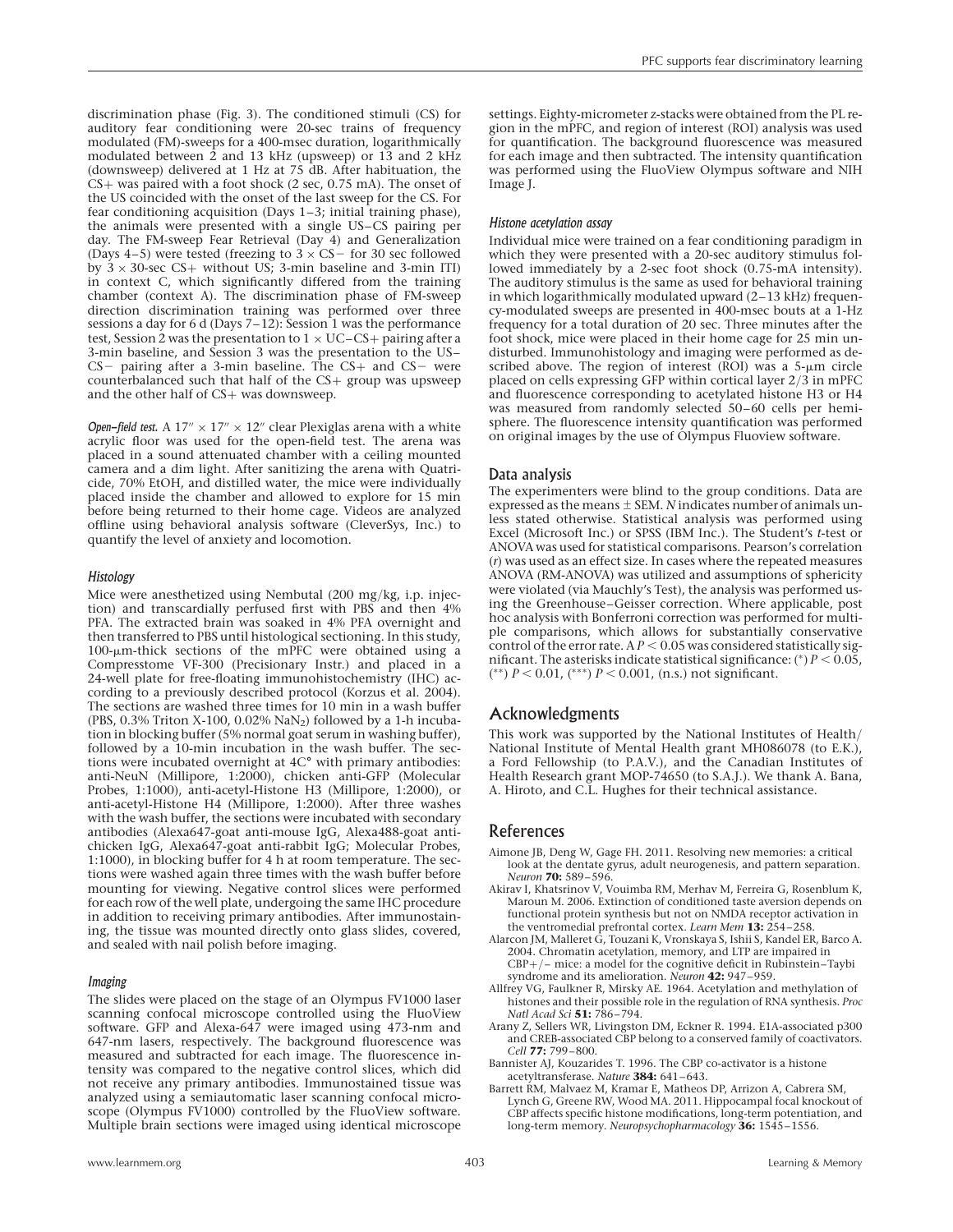discrimination phase (Fig. 3). The conditioned stimuli (CS) for auditory fear conditioning were 20-sec trains of frequency modulated (FM)-sweeps for a 400-msec duration, logarithmically modulated between 2 and 13 kHz (upsweep) or 13 and 2 kHz (downsweep) delivered at 1 Hz at 75 dB. After habituation, the CS+ was paired with a foot shock (2 sec, 0.75 mA). The onset of the US coincided with the onset of the last sweep for the CS. For fear conditioning acquisition (Days 1–3; initial training phase), the animals were presented with a single US–CS pairing per day. The FM-sweep Fear Retrieval (Day 4) and Generalization (Days 4–5) were tested (freezing to 3 × CS− for 30 sec followed by 3 × 30-sec CS+ without US; 3-min baseline and 3-min ITI) in context C, which significantly differed from the training chamber (context A). The discrimination phase of FM-sweep direction discrimination training was performed over three sessions a day for 6 d (Days 7–12): Session 1 was the performance test, Session 2 was the presentation to 1 × UC–CS+ pairing after a 3-min baseline, and Session 3 was the presentation to the US–CS− pairing after a 3-min baseline. The CS+ and CS− were counterbalanced such that half of the CS+ group was upsweep and the other half of CS+ was downsweep.

*Open-field test.* A 17″ × 17″ × 12″ clear Plexiglas arena with a white acrylic floor was used for the open-field test. The arena was placed in a sound attenuated chamber with a ceiling mounted camera and a dim light. After sanitizing the arena with Quatricide, 70% EtOH, and distilled water, the mice were individually placed inside the chamber and allowed to explore for 15 min before being returned to their home cage. Videos are analyzed offline using behavioral analysis software (CleverSys, Inc.) to quantify the level of anxiety and locomotion.

### Histology

Mice were anesthetized using Nembutal (200 mg/kg, i.p. injection) and transcardially perfused first with PBS and then 4% PFA. The extracted brain was soaked in 4% PFA overnight and then transferred to PBS until histological sectioning. In this study, 100-µm-thick sections of the mPFC were obtained using a Compresstome VF-300 (Precisionary Instr.) and placed in a 24-well plate for free-floating immunohistochemistry (IHC) according to a previously described protocol (Korzus et al. 2004). The sections are washed three times for 10 min in a wash buffer (PBS, 0.3% Triton X-100, 0.02% $NaN_2$) followed by a 1-h incubation in blocking buffer (5% normal goat serum in washing buffer), followed by a 10-min incubation in the wash buffer. The sections were incubated overnight at 4C° with primary antibodies: anti-NeuN (Millipore, 1:2000), chicken anti-GFP (Molecular Probes, 1:1000), anti-acetyl-Histone H3 (Millipore, 1:2000), or anti-acetyl-Histone H4 (Millipore, 1:2000). After three washes with the wash buffer, the sections were incubated with secondary antibodies (Alexa647-goat anti-mouse IgG, Alexa488-goat anti-chicken IgG, Alexa647-goat anti-rabbit IgG; Molecular Probes, 1:1000), in blocking buffer for 4 h at room temperature. The sections were washed again three times with the wash buffer before mounting for viewing. Negative control slices were performed for each row of the well plate, undergoing the same IHC procedure in addition to receiving primary antibodies. After immunostaining, the tissue was mounted directly onto glass slides, covered, and sealed with nail polish before imaging.

### Imaging

The slides were placed on the stage of an Olympus FV1000 laser scanning confocal microscope controlled using the FluoView software. GFP and Alexa-647 were imaged using 473-nm and 647-nm lasers, respectively. The background fluorescence was measured and subtracted for each image. The fluorescence intensity was compared to the negative control slices, which did not receive any primary antibodies. Immunostained tissue was analyzed using a semiautomatic laser scanning confocal microscope (Olympus FV1000) controlled by the FluoView software. Multiple brain sections were imaged using identical microscope settings. Eighty-micrometer z-stacks were obtained from the PL region in the mPFC, and region of interest (ROI) analysis was used for quantification. The background fluorescence was measured for each image and then subtracted. The intensity quantification was performed using the FluoView Olympus software and NIH Image J.

### Histone acetylation assay

Individual mice were trained on a fear conditioning paradigm in which they were presented with a 20-sec auditory stimulus followed immediately by a 2-sec foot shock (0.75-mA intensity). The auditory stimulus is the same as used for behavioral training in which logarithmically modulated upward (2–13 kHz) frequency-modulated sweeps are presented in 400-msec bouts at a 1-Hz frequency for a total duration of 20 sec. Three minutes after the foot shock, mice were placed in their home cage for 25 min undisturbed. Immunohistology and imaging were performed as described above. The region of interest (ROI) was a 5-µm circle placed on cells expressing GFP within cortical layer 2/3 in mPFC and fluorescence corresponding to acetylated histone H3 or H4 was measured from randomly selected 50–60 cells per hemisphere. The fluorescence intensity quantification was performed on original images by the use of Olympus Fluoview software.

## Data analysis

The experimenters were blind to the group conditions. Data are expressed as the means ± SEM. *N* indicates number of animals unless stated otherwise. Statistical analysis was performed using Excel (Microsoft Inc.) or SPSS (IBM Inc.). The Student's *t*-test or ANOVA was used for statistical comparisons. Pearson's correlation (*r*) was used as an effect size. In cases where the repeated measures ANOVA (RM-ANOVA) was utilized and assumptions of sphericity were violated (via Mauchly's Test), the analysis was performed using the Greenhouse–Geisser correction. Where applicable, post hoc analysis with Bonferroni correction was performed for multiple comparisons, which allows for substantially conservative control of the error rate. A $P < 0.05$ was considered statistically significant. The asterisks indicate statistical significance: (*) $P < 0.05$, (**) $P < 0.01$, (***) $P < 0.001$, (n.s.) not significant.

## Acknowledgments

This work was supported by the National Institutes of Health/National Institute of Mental Health grant MH086078 (to E.K.), a Ford Fellowship (to P.A.V.), and the Canadian Institutes of Health Research grant MOP-74650 (to S.A.J.). We thank A. Bana, A. Hiroto, and C.L. Hughes for their technical assistance.

## References

Aimone JB, Deng W, Gage FH. 2011. Resolving new memories: a critical look at the dentate gyrus, adult neurogenesis, and pattern separation. *Neuron* **70:** 589–596.

Akirav I, Khatsrinov V, Vouimba RM, Merhav M, Ferreira G, Rosenblum K, Maroun M. 2006. Extinction of conditioned taste aversion depends on functional protein synthesis but not on NMDA receptor activation in the ventromedial prefrontal cortex. *Learn Mem* **13:** 254–258.

Alarcon JM, Malleret G, Touzani K, Vronskaya S, Ishii S, Kandel ER, Barco A. 2004. Chromatin acetylation, memory, and LTP are impaired in CBP+/− mice: a model for the cognitive deficit in Rubinstein–Taybi syndrome and its amelioration. *Neuron* **42:** 947–959.

Allfrey VG, Faulkner R, Mirsky AE. 1964. Acetylation and methylation of histones and their possible role in the regulation of RNA synthesis. *Proc Natl Acad Sci* **51:** 786–794.

Arany Z, Sellers WR, Livingston DM, Eckner R. 1994. E1A-associated p300 and CREB-associated CBP belong to a conserved family of coactivators. *Cell* **77:** 799–800.

Bannister AJ, Kouzarides T. 1996. The CBP co-activator is a histone acetyltransferase. *Nature* **384:** 641–643.

Barrett RM, Malvaez M, Kramar E, Matheos DP, Arrizon A, Cabrera SM, Lynch G, Greene RW, Wood MA. 2011. Hippocampal focal knockout of CBP affects specific histone modifications, long-term potentiation, and long-term memory. *Neuropsychopharmacology* **36:** 1545–1556.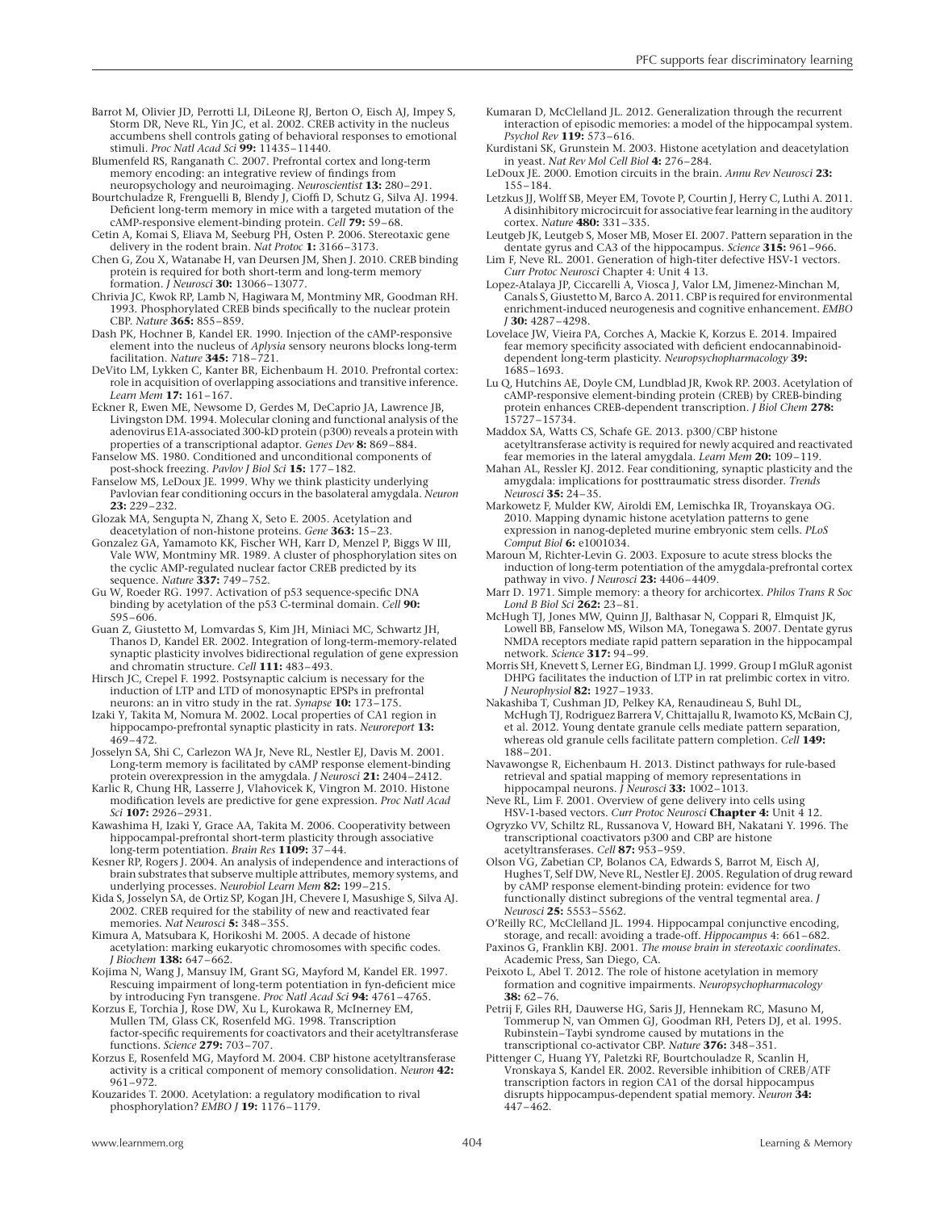Barrot M, Olivier JD, Perrotti LI, DiLeone RJ, Berton O, Eisch AJ, Impey S, Storm DR, Neve RL, Yin JC, et al. 2002. CREB activity in the nucleus accumbens shell controls gating of behavioral responses to emotional stimuli. *Proc Natl Acad Sci* **99:** 11435–11440.

Blumenfeld RS, Ranganath C. 2007. Prefrontal cortex and long-term memory encoding: an integrative review of findings from neuropsychology and neuroimaging. *Neuroscientist* **13:** 280–291.

Bourtchuladze R, Frenguelli B, Blendy J, Cioffi D, Schutz G, Silva AJ. 1994. Deficient long-term memory in mice with a targeted mutation of the cAMP-responsive element-binding protein. *Cell* **79:** 59–68.

Cetin A, Komai S, Eliava M, Seeburg PH, Osten P. 2006. Stereotaxic gene delivery in the rodent brain. *Nat Protoc* **1:** 3166–3173.

Chen G, Zou X, Watanabe H, van Deursen JM, Shen J. 2010. CREB binding protein is required for both short-term and long-term memory formation. *J Neurosci* **30:** 13066–13077.

Chrivia JC, Kwok RP, Lamb N, Hagiwara M, Montminy MR, Goodman RH. 1993. Phosphorylated CREB binds specifically to the nuclear protein CBP. *Nature* **365:** 855–859.

Dash PK, Hochner B, Kandel ER. 1990. Injection of the cAMP-responsive element into the nucleus of *Aplysia* sensory neurons blocks long-term facilitation. *Nature* **345:** 718–721.

DeVito LM, Lykken C, Kanter BR, Eichenbaum H. 2010. Prefrontal cortex: role in acquisition of overlapping associations and transitive inference. *Learn Mem* **17:** 161–167.

Eckner R, Ewen ME, Newsome D, Gerdes M, DeCaprio JA, Lawrence JB, Livingston DM. 1994. Molecular cloning and functional analysis of the adenovirus E1A-associated 300-kD protein (p300) reveals a protein with properties of a transcriptional adaptor. *Genes Dev* **8:** 869–884.

Fanselow MS. 1980. Conditioned and unconditional components of post-shock freezing. *Pavlov J Biol Sci* **15:** 177–182.

Fanselow MS, LeDoux JE. 1999. Why we think plasticity underlying Pavlovian fear conditioning occurs in the basolateral amygdala. *Neuron* **23:** 229–232.

Glozak MA, Sengupta N, Zhang X, Seto E. 2005. Acetylation and deacetylation of non-histone proteins. *Gene* **363:** 15–23.

Gonzalez GA, Yamamoto KK, Fischer WH, Karr D, Menzel P, Biggs W III, Vale WW, Montminy MR. 1989. A cluster of phosphorylation sites on the cyclic AMP-regulated nuclear factor CREB predicted by its sequence. *Nature* **337:** 749–752.

Gu W, Roeder RG. 1997. Activation of p53 sequence-specific DNA binding by acetylation of the p53 C-terminal domain. *Cell* **90:** 595–606.

Guan Z, Giustetto M, Lomvardas S, Kim JH, Miniaci MC, Schwartz JH, Thanos D, Kandel ER. 2002. Integration of long-term-memory-related synaptic plasticity involves bidirectional regulation of gene expression and chromatin structure. *Cell* **111:** 483–493.

Hirsch JC, Crepel F. 1992. Postsynaptic calcium is necessary for the induction of LTP and LTD of monosynaptic EPSPs in prefrontal neurons: an in vitro study in the rat. *Synapse* **10:** 173–175.

Izaki Y, Takita M, Nomura M. 2002. Local properties of CA1 region in hippocampo-prefrontal synaptic plasticity in rats. *Neuroreport* **13:** 469–472.

Josselyn SA, Shi C, Carlezon WA Jr, Neve RL, Nestler EJ, Davis M. 2001. Long-term memory is facilitated by cAMP response element-binding protein overexpression in the amygdala. *J Neurosci* **21:** 2404–2412.

Karlic R, Chung HR, Lasserre J, Vlahovicek K, Vingron M. 2010. Histone modification levels are predictive for gene expression. *Proc Natl Acad Sci* **107:** 2926–2931.

Kawashima H, Izaki Y, Grace AA, Takita M. 2006. Cooperativity between hippocampal-prefrontal short-term plasticity through associative long-term potentiation. *Brain Res* **1109:** 37–44.

Kesner RP, Rogers J. 2004. An analysis of independence and interactions of brain substrates that subserve multiple attributes, memory systems, and underlying processes. *Neurobiol Learn Mem* **82:** 199–215.

Kida S, Josselyn SA, de Ortiz SP, Kogan JH, Chevere I, Masushige S, Silva AJ. 2002. CREB required for the stability of new and reactivated fear memories. *Nat Neurosci* **5:** 348–355.

Kimura A, Matsubara K, Horikoshi M. 2005. A decade of histone acetylation: marking eukaryotic chromosomes with specific codes. *J Biochem* **138:** 647–662.

Kojima N, Wang J, Mansuy IM, Grant SG, Mayford M, Kandel ER. 1997. Rescuing impairment of long-term potentiation in fyn-deficient mice by introducing Fyn transgene. *Proc Natl Acad Sci* **94:** 4761–4765.

Korzus E, Torchia J, Rose DW, Xu L, Kurokawa R, McInerney EM, Mullen TM, Glass CK, Rosenfeld MG. 1998. Transcription factor-specific requirements for coactivators and their acetyltransferase functions. *Science* **279:** 703–707.

Korzus E, Rosenfeld MG, Mayford M. 2004. CBP histone acetyltransferase activity is a critical component of memory consolidation. *Neuron* **42:** 961–972.

Kouzarides T. 2000. Acetylation: a regulatory modification to rival phosphorylation? *EMBO J* **19:** 1176–1179.

Kumaran D, McClelland JL. 2012. Generalization through the recurrent interaction of episodic memories: a model of the hippocampal system. *Psychol Rev* **119:** 573–616.

Kurdistani SK, Grunstein M. 2003. Histone acetylation and deacetylation in yeast. *Nat Rev Mol Cell Biol* **4:** 276–284.

LeDoux JE. 2000. Emotion circuits in the brain. *Annu Rev Neurosci* **23:** 155–184.

Letzkus JJ, Wolff SB, Meyer EM, Tovote P, Courtin J, Herry C, Luthi A. 2011. A disinhibitory microcircuit for associative fear learning in the auditory cortex. *Nature* **480:** 331–335.

Leutgeb JK, Leutgeb S, Moser MB, Moser EI. 2007. Pattern separation in the dentate gyrus and CA3 of the hippocampus. *Science* **315:** 961–966.

Lim F, Neve RL. 2001. Generation of high-titer defective HSV-1 vectors. *Curr Protoc Neurosci* Chapter 4: Unit 4 13.

Lopez-Atalaya JP, Ciccarelli A, Viosca J, Valor LM, Jimenez-Minchan M, Canals S, Giustetto M, Barco A. 2011. CBP is required for environmental enrichment-induced neurogenesis and cognitive enhancement. *EMBO J* **30:** 4287–4298.

Lovelace JW, Vieira PA, Corches A, Mackie K, Korzus E. 2014. Impaired fear memory specificity associated with deficient endocannabinoid-dependent long-term plasticity. *Neuropsychopharmacology* **39:** 1685–1693.

Lu Q, Hutchins AE, Doyle CM, Lundblad JR, Kwok RP. 2003. Acetylation of cAMP-responsive element-binding protein (CREB) by CREB-binding protein enhances CREB-dependent transcription. *J Biol Chem* **278:** 15727–15734.

Maddox SA, Watts CS, Schafe GE. 2013. p300/CBP histone acetyltransferase activity is required for newly acquired and reactivated fear memories in the lateral amygdala. *Learn Mem* **20:** 109–119.

Mahan AL, Ressler KJ. 2012. Fear conditioning, synaptic plasticity and the amygdala: implications for posttraumatic stress disorder. *Trends Neurosci* **35:** 24–35.

Markowetz F, Mulder KW, Airoldi EM, Lemischka IR, Troyanskaya OG. 2010. Mapping dynamic histone acetylation patterns to gene expression in nanog-depleted murine embryonic stem cells. *PLoS Comput Biol* **6:** e1001034.

Maroun M, Richter-Levin G. 2003. Exposure to acute stress blocks the induction of long-term potentiation of the amygdala-prefrontal cortex pathway in vivo. *J Neurosci* **23:** 4406–4409.

Marr D. 1971. Simple memory: a theory for archicortex. *Philos Trans R Soc Lond B Biol Sci* **262:** 23–81.

McHugh TJ, Jones MW, Quinn JJ, Balthasar N, Coppari R, Elmquist JK, Lowell BB, Fanselow MS, Wilson MA, Tonegawa S. 2007. Dentate gyrus NMDA receptors mediate rapid pattern separation in the hippocampal network. *Science* **317:** 94–99.

Morris SH, Knevett S, Lerner EG, Bindman LJ. 1999. Group I mGluR agonist DHPG facilitates the induction of LTP in rat prelimbic cortex in vitro. *J Neurophysiol* **82:** 1927–1933.

Nakashiba T, Cushman JD, Pelkey KA, Renaudineau S, Buhl DL, McHugh TJ, Rodriguez Barrera V, Chittajallu R, Iwamoto KS, McBain CJ, et al. 2012. Young dentate granule cells mediate pattern separation, whereas old granule cells facilitate pattern completion. *Cell* **149:** 188–201.

Navawongse R, Eichenbaum H. 2013. Distinct pathways for rule-based retrieval and spatial mapping of memory representations in hippocampal neurons. *J Neurosci* **33:** 1002–1013.

Neve RL, Lim F. 2001. Overview of gene delivery into cells using HSV-1-based vectors. *Curr Protoc Neurosci* **Chapter 4:** Unit 4 12.

Ogryzko VV, Schiltz RL, Russanova V, Howard BH, Nakatani Y. 1996. The transcriptional coactivators p300 and CBP are histone acetyltransferases. *Cell* **87:** 953–959.

Olson VG, Zabetian CP, Bolanos CA, Edwards S, Barrot M, Eisch AJ, Hughes T, Self DW, Neve RL, Nestler EJ. 2005. Regulation of drug reward by cAMP response element-binding protein: evidence for two functionally distinct subregions of the ventral tegmental area. *J Neurosci* **25:** 5553–5562.

O'Reilly RC, McClelland JL. 1994. Hippocampal conjunctive encoding, storage, and recall: avoiding a trade-off. *Hippocampus* 4: 661–682.

Paxinos G, Franklin KBJ. 2001. *The mouse brain in stereotaxic coordinates*. Academic Press, San Diego, CA.

Peixoto L, Abel T. 2012. The role of histone acetylation in memory formation and cognitive impairments. *Neuropsychopharmacology* **38:** 62–76.

Petrij F, Giles RH, Dauwerse HG, Saris JJ, Hennekam RC, Masuno M, Tommerup N, van Ommen GJ, Goodman RH, Peters DJ, et al. 1995. Rubinstein–Taybi syndrome caused by mutations in the transcriptional co-activator CBP. *Nature* **376:** 348–351.

Pittenger C, Huang YY, Paletzki RF, Bourtchouladze R, Scanlin H, Vronskaya S, Kandel ER. 2002. Reversible inhibition of CREB/ATF transcription factors in region CA1 of the dorsal hippocampus disrupts hippocampus-dependent spatial memory. *Neuron* **34:** 447–462.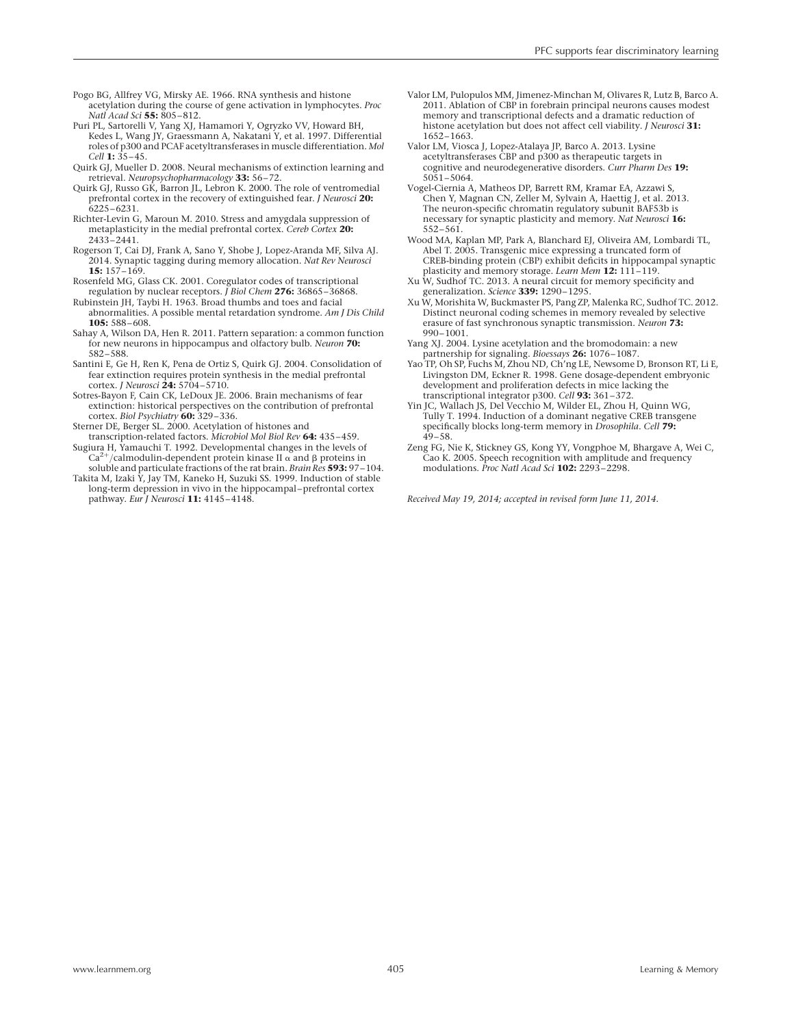Pogo BG, Allfrey VG, Mirsky AE. 1966. RNA synthesis and histone acetylation during the course of gene activation in lymphocytes. *Proc Natl Acad Sci* **55:** 805–812.

Puri PL, Sartorelli V, Yang XJ, Hamamori Y, Ogryzko VV, Howard BH, Kedes L, Wang JY, Graessmann A, Nakatani Y, et al. 1997. Differential roles of p300 and PCAF acetyltransferases in muscle differentiation. *Mol Cell* **1:** 35–45.

Quirk GJ, Mueller D. 2008. Neural mechanisms of extinction learning and retrieval. *Neuropsychopharmacology* **33:** 56–72.

Quirk GJ, Russo GK, Barron JL, Lebron K. 2000. The role of ventromedial prefrontal cortex in the recovery of extinguished fear. *J Neurosci* **20:** 6225–6231.

Richter-Levin G, Maroun M. 2010. Stress and amygdala suppression of metaplasticity in the medial prefrontal cortex. *Cereb Cortex* **20:** 2433–2441.

Rogerson T, Cai DJ, Frank A, Sano Y, Shobe J, Lopez-Aranda MF, Silva AJ. 2014. Synaptic tagging during memory allocation. *Nat Rev Neurosci* **15:** 157–169.

Rosenfeld MG, Glass CK. 2001. Coregulator codes of transcriptional regulation by nuclear receptors. *J Biol Chem* **276:** 36865–36868.

Rubinstein JH, Taybi H. 1963. Broad thumbs and toes and facial abnormalities. A possible mental retardation syndrome. *Am J Dis Child* **105:** 588–608.

Sahay A, Wilson DA, Hen R. 2011. Pattern separation: a common function for new neurons in hippocampus and olfactory bulb. *Neuron* **70:** 582–588.

Santini E, Ge H, Ren K, Pena de Ortiz S, Quirk GJ. 2004. Consolidation of fear extinction requires protein synthesis in the medial prefrontal cortex. *J Neurosci* **24:** 5704–5710.

Sotres-Bayon F, Cain CK, LeDoux JE. 2006. Brain mechanisms of fear extinction: historical perspectives on the contribution of prefrontal cortex. *Biol Psychiatry* **60:** 329–336.

Sterner DE, Berger SL. 2000. Acetylation of histones and transcription-related factors. *Microbiol Mol Biol Rev* **64:** 435–459.

Sugiura H, Yamauchi T. 1992. Developmental changes in the levels of $Ca^{2+}$/calmodulin-dependent protein kinase II $\alpha$ and $\beta$ proteins in soluble and particulate fractions of the rat brain. *Brain Res* **593:** 97–104.

Takita M, Izaki Y, Jay TM, Kaneko H, Suzuki SS. 1999. Induction of stable long-term depression in vivo in the hippocampal–prefrontal cortex pathway. *Eur J Neurosci* **11:** 4145–4148.

Valor LM, Pulopulos MM, Jimenez-Minchan M, Olivares R, Lutz B, Barco A. 2011. Ablation of CBP in forebrain principal neurons causes modest memory and transcriptional defects and a dramatic reduction of histone acetylation but does not affect cell viability. *J Neurosci* **31:** 1652–1663.

Valor LM, Viosca J, Lopez-Atalaya JP, Barco A. 2013. Lysine acetyltransferases CBP and p300 as therapeutic targets in cognitive and neurodegenerative disorders. *Curr Pharm Des* **19:** 5051–5064.

Vogel-Ciernia A, Matheos DP, Barrett RM, Kramar EA, Azzawi S, Chen Y, Magnan CN, Zeller M, Sylvain A, Haettig J, et al. 2013. The neuron-specific chromatin regulatory subunit BAF53b is necessary for synaptic plasticity and memory. *Nat Neurosci* **16:** 552–561.

Wood MA, Kaplan MP, Park A, Blanchard EJ, Oliveira AM, Lombardi TL, Abel T. 2005. Transgenic mice expressing a truncated form of CREB-binding protein (CBP) exhibit deficits in hippocampal synaptic plasticity and memory storage. *Learn Mem* **12:** 111–119.

Xu W, Sudhof TC. 2013. A neural circuit for memory specificity and generalization. *Science* **339:** 1290–1295.

Xu W, Morishita W, Buckmaster PS, Pang ZP, Malenka RC, Sudhof TC. 2012. Distinct neuronal coding schemes in memory revealed by selective erasure of fast synchronous synaptic transmission. *Neuron* **73:** 990–1001.

Yang XJ. 2004. Lysine acetylation and the bromodomain: a new partnership for signaling. *Bioessays* **26:** 1076–1087.

Yao TP, Oh SP, Fuchs M, Zhou ND, Ch'ng LE, Newsome D, Bronson RT, Li E, Livingston DM, Eckner R. 1998. Gene dosage-dependent embryonic development and proliferation defects in mice lacking the transcriptional integrator p300. *Cell* **93:** 361–372.

Yin JC, Wallach JS, Del Vecchio M, Wilder EL, Zhou H, Quinn WG, Tully T. 1994. Induction of a dominant negative CREB transgene specifically blocks long-term memory in *Drosophila*. *Cell* **79:** 49–58.

Zeng FG, Nie K, Stickney GS, Kong YY, Vongphoe M, Bhargave A, Wei C, Cao K. 2005. Speech recognition with amplitude and frequency modulations. *Proc Natl Acad Sci* **102:** 2293–2298.

*Received May 19, 2014; accepted in revised form June 11, 2014.*